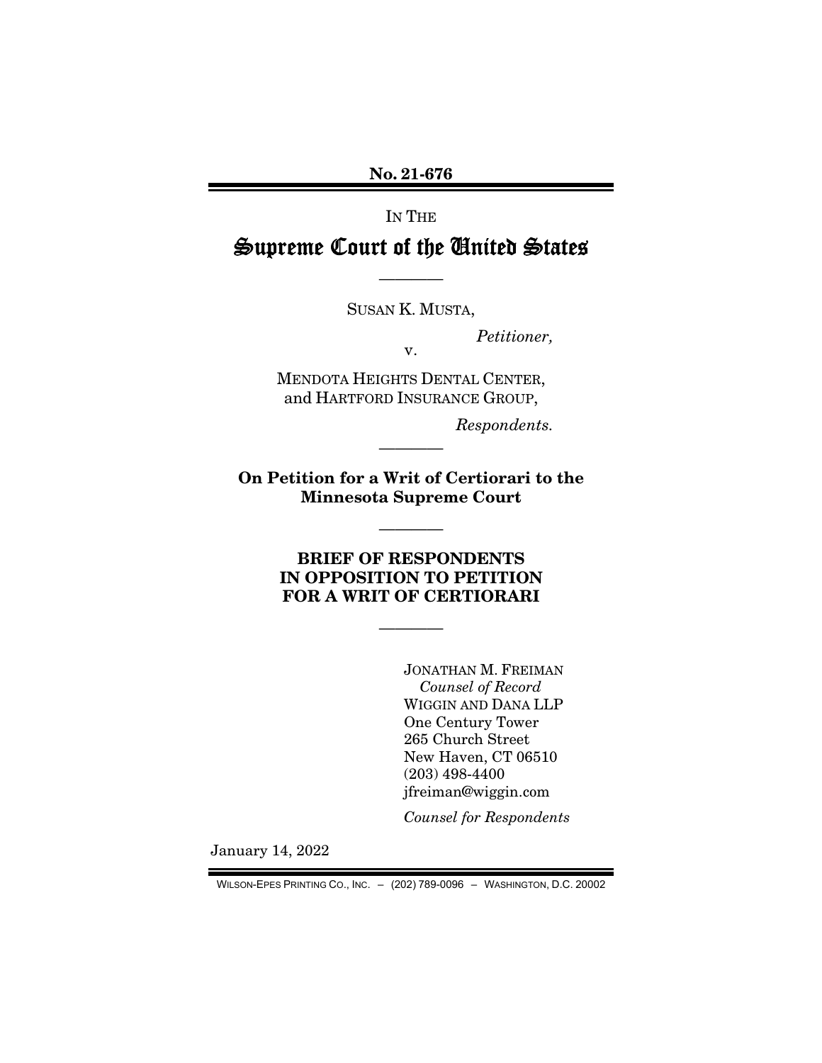**No. 21-676**

IN THE

# Supreme Court of the United States

————

SUSAN K. MUSTA,

*Petitioner,*

v.

MENDOTA HEIGHTS DENTAL CENTER,
and HARTFORD INSURANCE GROUP,

*Respondents.*

————

**On Petition for a Writ of Certiorari to the Minnesota Supreme Court**

————

## BRIEF OF RESPONDENTS IN OPPOSITION TO PETITION FOR A WRIT OF CERTIORARI

————

JONATHAN M. FREIMAN
*Counsel of Record*
WIGGIN AND DANA LLP
One Century Tower
265 Church Street
New Haven, CT 06510
(203) 498-4400
jfreiman@wiggin.com

*Counsel for Respondents*

January 14, 2022

WILSON-EPES PRINTING CO., INC. – (202) 789-0096 – WASHINGTON, D.C. 20002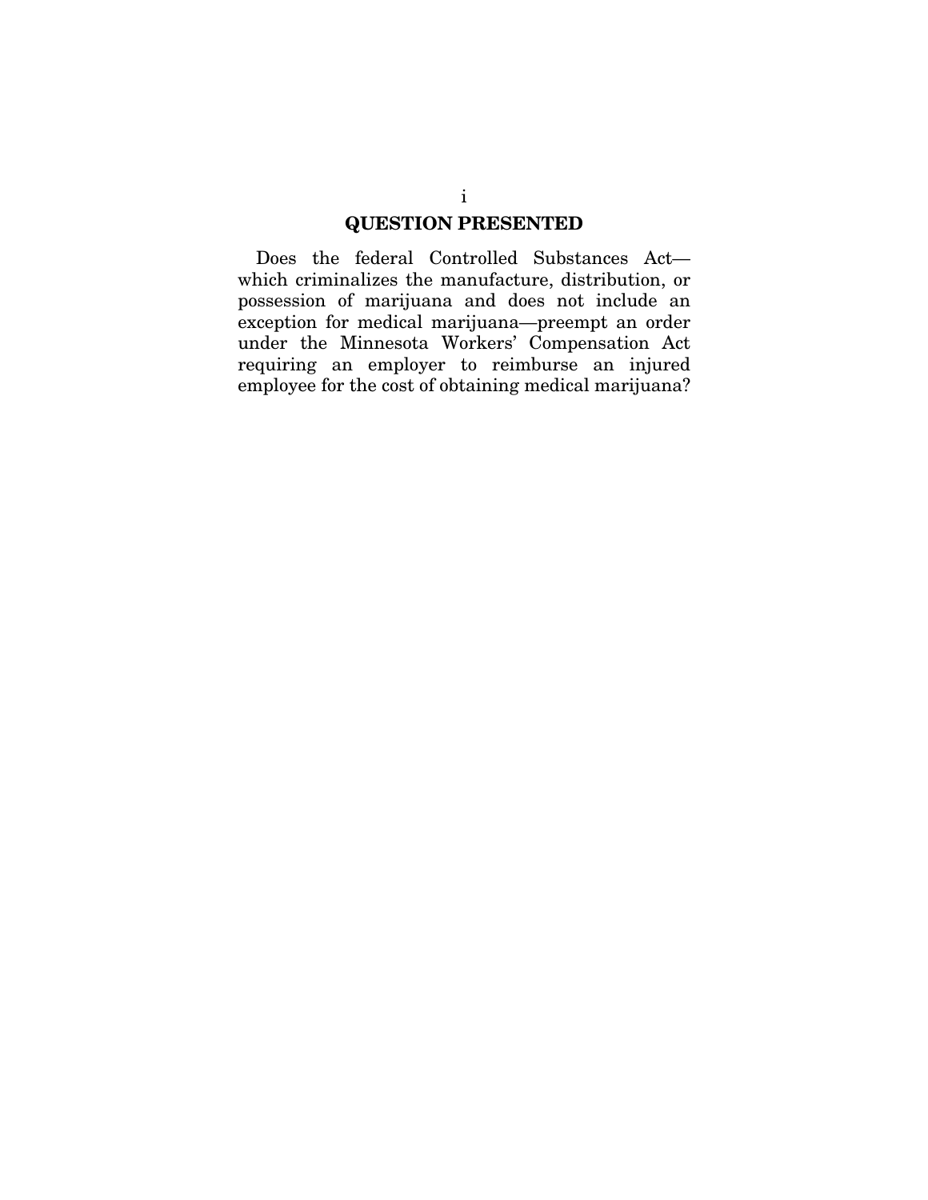## QUESTION PRESENTED

Does the federal Controlled Substances Act—which criminalizes the manufacture, distribution, or possession of marijuana and does not include an exception for medical marijuana—preempt an order under the Minnesota Workers' Compensation Act requiring an employer to reimburse an injured employee for the cost of obtaining medical marijuana?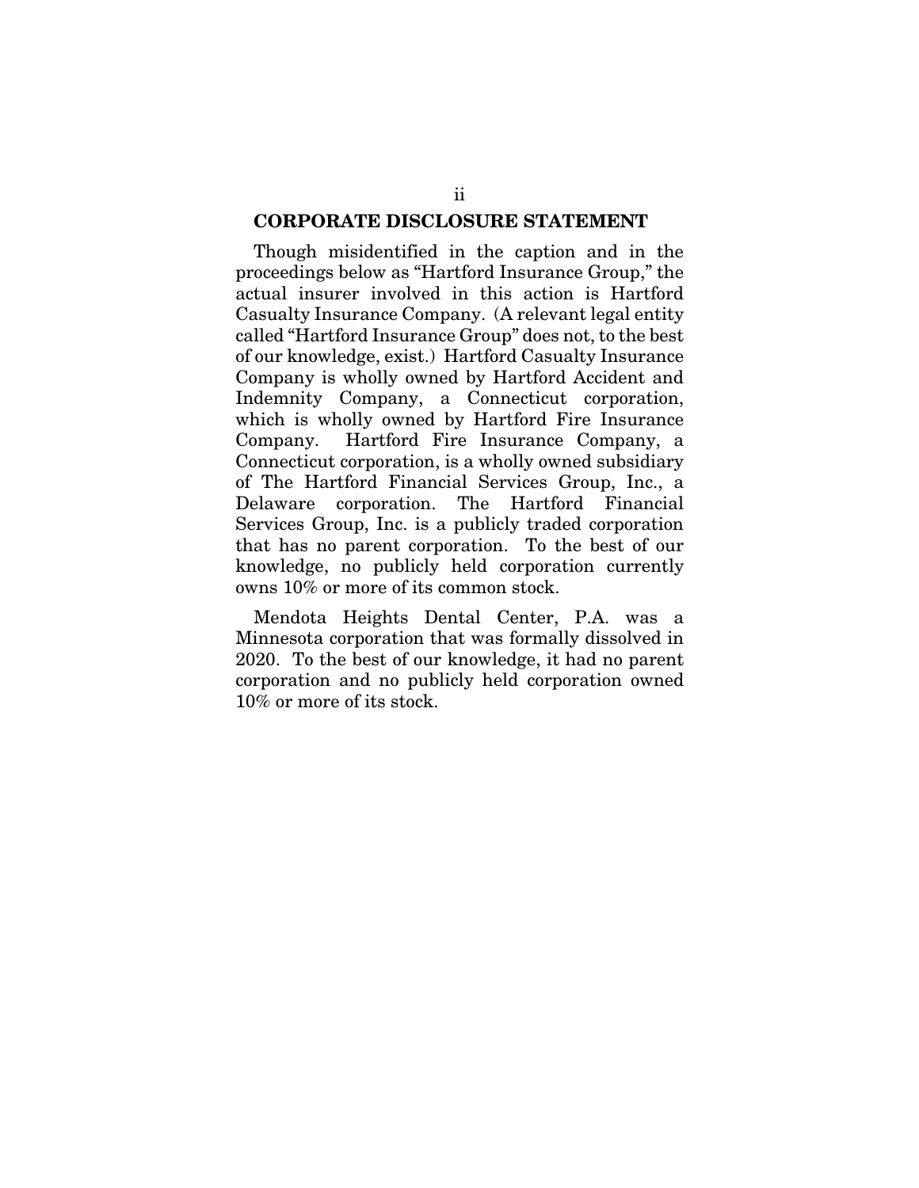## CORPORATE DISCLOSURE STATEMENT

Though misidentified in the caption and in the proceedings below as "Hartford Insurance Group," the actual insurer involved in this action is Hartford Casualty Insurance Company. (A relevant legal entity called "Hartford Insurance Group" does not, to the best of our knowledge, exist.) Hartford Casualty Insurance Company is wholly owned by Hartford Accident and Indemnity Company, a Connecticut corporation, which is wholly owned by Hartford Fire Insurance Company. Hartford Fire Insurance Company, a Connecticut corporation, is a wholly owned subsidiary of The Hartford Financial Services Group, Inc., a Delaware corporation. The Hartford Financial Services Group, Inc. is a publicly traded corporation that has no parent corporation. To the best of our knowledge, no publicly held corporation currently owns 10% or more of its common stock.

Mendota Heights Dental Center, P.A. was a Minnesota corporation that was formally dissolved in 2020. To the best of our knowledge, it had no parent corporation and no publicly held corporation owned 10% or more of its stock.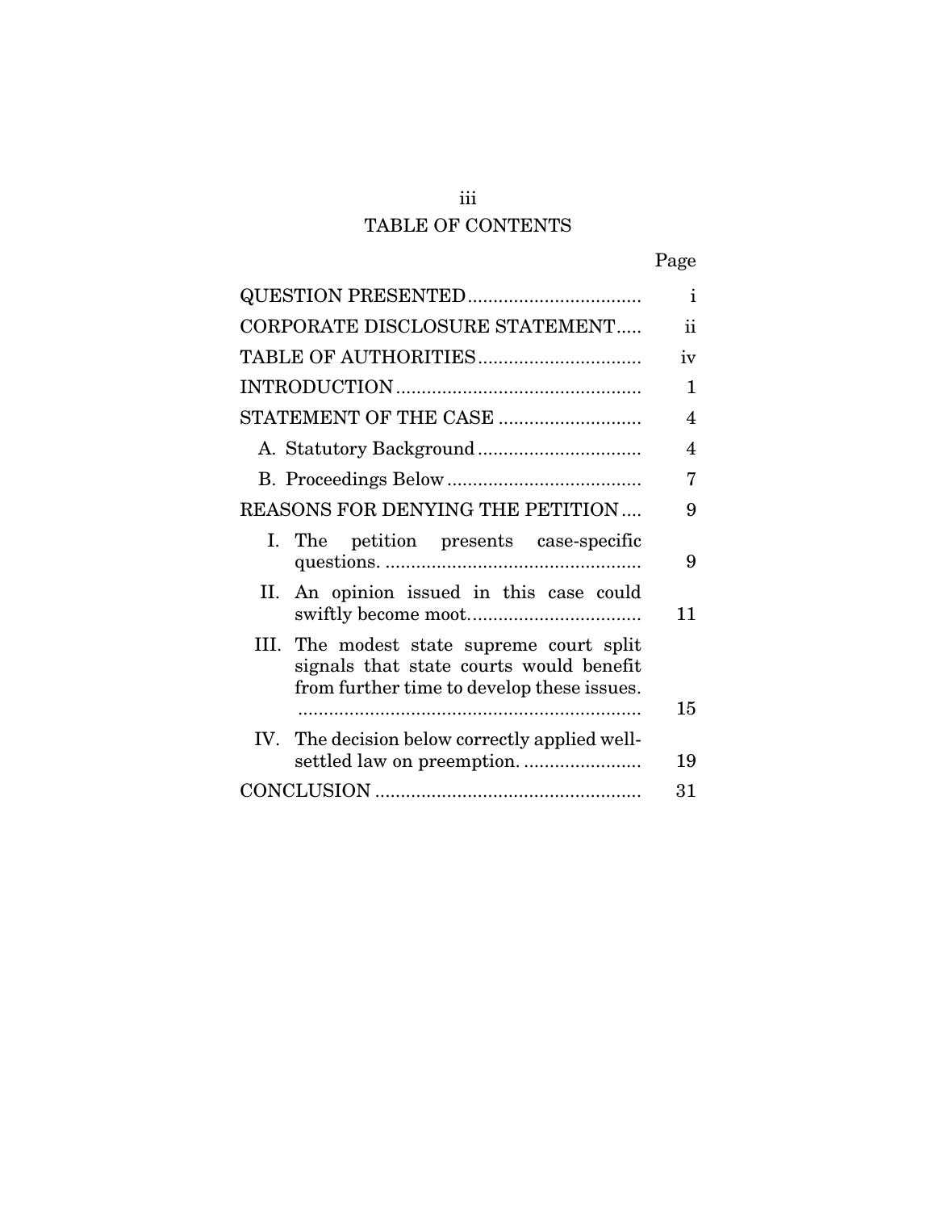# TABLE OF CONTENTS

| | Page |
|---|---|
| QUESTION PRESENTED | i |
| CORPORATE DISCLOSURE STATEMENT | ii |
| TABLE OF AUTHORITIES | iv |
| INTRODUCTION | 1 |
| STATEMENT OF THE CASE | 4 |
| A. Statutory Background | 4 |
| B. Proceedings Below | 7 |
| REASONS FOR DENYING THE PETITION | 9 |
| I. The petition presents case-specific questions. | 9 |
| II. An opinion issued in this case could swiftly become moot. | 11 |
| III. The modest state supreme court split signals that state courts would benefit from further time to develop these issues. | 15 |
| IV. The decision below correctly applied well-settled law on preemption. | 19 |
| CONCLUSION | 31 |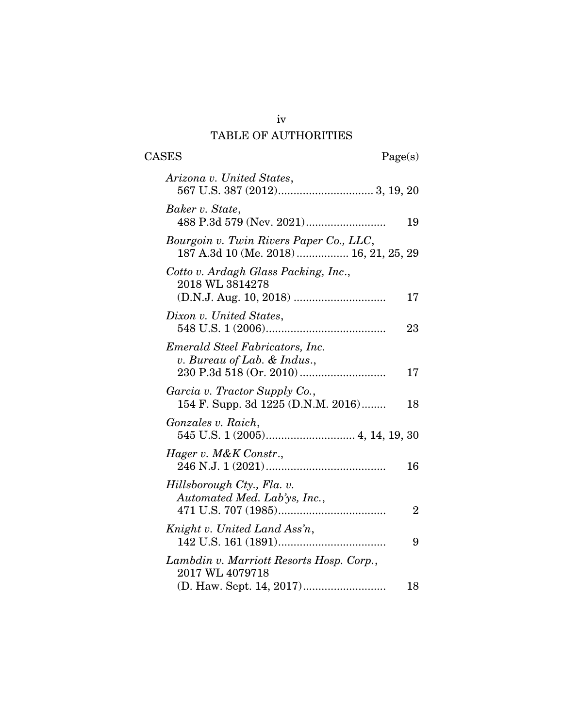# TABLE OF AUTHORITIES

CASES Page(s)

*Arizona v. United States*,
567 U.S. 387 (2012)............................... 3, 19, 20

*Baker v. State*,
488 P.3d 579 (Nev. 2021).......................... 19

*Bourgoin v. Twin Rivers Paper Co., LLC*,
187 A.3d 10 (Me. 2018)................. 16, 21, 25, 29

*Cotto v. Ardagh Glass Packing, Inc*.,
2018 WL 3814278
(D.N.J. Aug. 10, 2018) .............................. 17

*Dixon v. United States*,
548 U.S. 1 (2006)....................................... 23

*Emerald Steel Fabricators, Inc. v. Bureau of Lab. & Indus*.,
230 P.3d 518 (Or. 2010)............................ 17

*Garcia v. Tractor Supply Co.*,
154 F. Supp. 3d 1225 (D.N.M. 2016)........ 18

*Gonzales v. Raich*,
545 U.S. 1 (2005)............................. 4, 14, 19, 30

*Hager v. M&K Constr*.,
246 N.J. 1 (2021)....................................... 16

*Hillsborough Cty., Fla. v. Automated Med. Lab'ys, Inc.*,
471 U.S. 707 (1985)................................... 2

*Knight v. United Land Ass'n*,
142 U.S. 161 (1891)................................... 9

*Lambdin v. Marriott Resorts Hosp. Corp.*,
2017 WL 4079718
(D. Haw. Sept. 14, 2017)........................... 18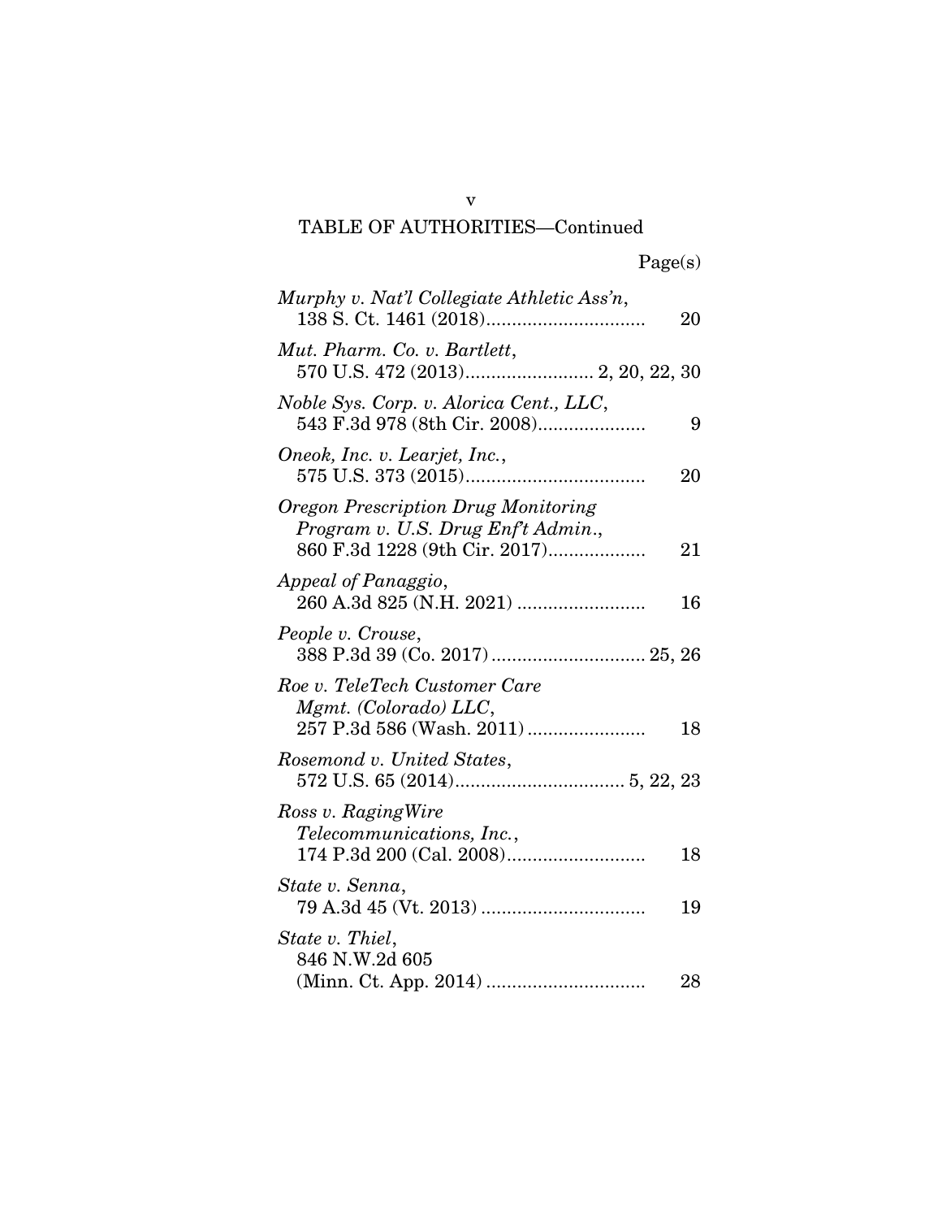TABLE OF AUTHORITIES—Continued

| | Page(s) |
|---|---|
| *Murphy v. Nat'l Collegiate Athletic Ass'n*, 138 S. Ct. 1461 (2018) | 20 |
| *Mut. Pharm. Co. v. Bartlett*, 570 U.S. 472 (2013) | 2, 20, 22, 30 |
| *Noble Sys. Corp. v. Alorica Cent., LLC*, 543 F.3d 978 (8th Cir. 2008) | 9 |
| *Oneok, Inc. v. Learjet, Inc.*, 575 U.S. 373 (2015) | 20 |
| *Oregon Prescription Drug Monitoring Program v. U.S. Drug Enf't Admin.*, 860 F.3d 1228 (9th Cir. 2017) | 21 |
| *Appeal of Panaggio*, 260 A.3d 825 (N.H. 2021) | 16 |
| *People v. Crouse*, 388 P.3d 39 (Co. 2017) | 25, 26 |
| *Roe v. TeleTech Customer Care Mgmt. (Colorado) LLC*, 257 P.3d 586 (Wash. 2011) | 18 |
| *Rosemond v. United States*, 572 U.S. 65 (2014) | 5, 22, 23 |
| *Ross v. RagingWire Telecommunications, Inc.*, 174 P.3d 200 (Cal. 2008) | 18 |
| *State v. Senna*, 79 A.3d 45 (Vt. 2013) | 19 |
| *State v. Thiel*, 846 N.W.2d 605 (Minn. Ct. App. 2014) | 28 |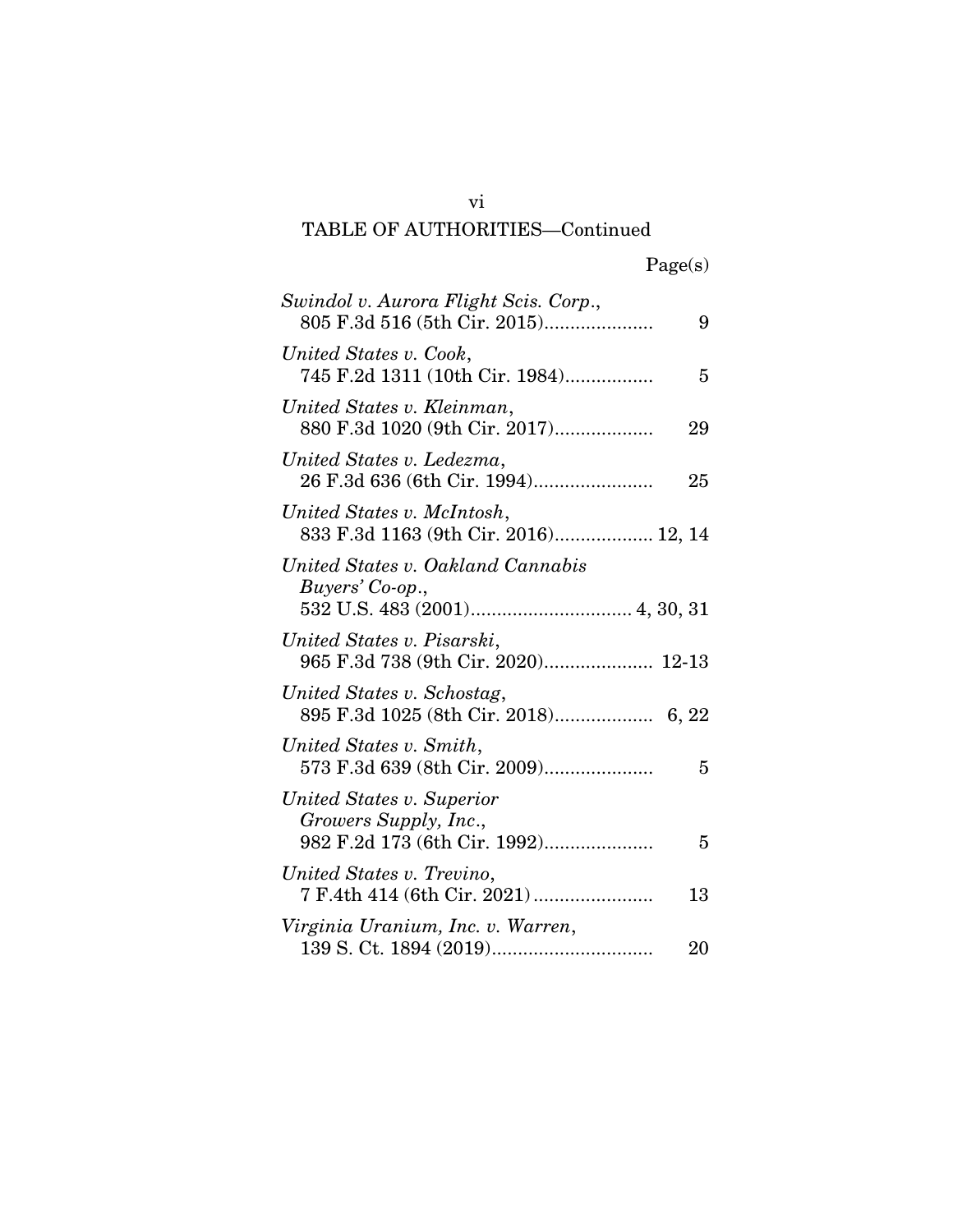## TABLE OF AUTHORITIES—Continued

| | Page(s) |
|---|---|
| *Swindol v. Aurora Flight Scis. Corp.*, 805 F.3d 516 (5th Cir. 2015) | 9 |
| *United States v. Cook*, 745 F.2d 1311 (10th Cir. 1984) | 5 |
| *United States v. Kleinman*, 880 F.3d 1020 (9th Cir. 2017) | 29 |
| *United States v. Ledezma*, 26 F.3d 636 (6th Cir. 1994) | 25 |
| *United States v. McIntosh*, 833 F.3d 1163 (9th Cir. 2016) | 12, 14 |
| *United States v. Oakland Cannabis Buyers' Co-op.*, 532 U.S. 483 (2001) | 4, 30, 31 |
| *United States v. Pisarski*, 965 F.3d 738 (9th Cir. 2020) | 12-13 |
| *United States v. Schostag*, 895 F.3d 1025 (8th Cir. 2018) | 6, 22 |
| *United States v. Smith*, 573 F.3d 639 (8th Cir. 2009) | 5 |
| *United States v. Superior Growers Supply, Inc.*, 982 F.2d 173 (6th Cir. 1992) | 5 |
| *United States v. Trevino*, 7 F.4th 414 (6th Cir. 2021) | 13 |
| *Virginia Uranium, Inc. v. Warren*, 139 S. Ct. 1894 (2019) | 20 |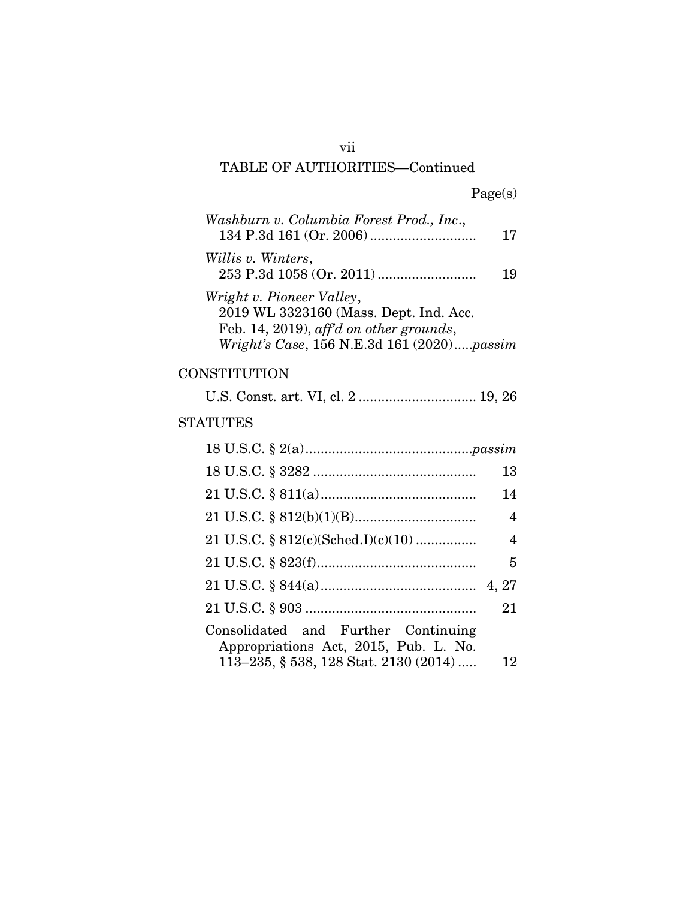## TABLE OF AUTHORITIES—Continued

Page(s)

*Washburn v. Columbia Forest Prod., Inc.*, 134 P.3d 161 (Or. 2006) ............................ 17

*Willis v. Winters*, 253 P.3d 1058 (Or. 2011) .......................... 19

*Wright v. Pioneer Valley*, 2019 WL 3323160 (Mass. Dept. Ind. Acc. Feb. 14, 2019), *aff'd on other grounds*, *Wright's Case*, 156 N.E.3d 161 (2020).....*passim*

### CONSTITUTION

U.S. Const. art. VI, cl. 2 ............................... 19, 26

### STATUTES

18 U.S.C. § 2(a)...........................................*passim*

18 U.S.C. § 3282 .......................................... 13

21 U.S.C. § 811(a)......................................... 14

21 U.S.C. § 812(b)(1)(B)................................ 4

21 U.S.C. § 812(c)(Sched.I)(c)(10) ................ 4

21 U.S.C. § 823(f).......................................... 5

21 U.S.C. § 844(a)......................................... 4, 27

21 U.S.C. § 903 ............................................. 21

Consolidated and Further Continuing Appropriations Act, 2015, Pub. L. No. 113–235, § 538, 128 Stat. 2130 (2014) ..... 12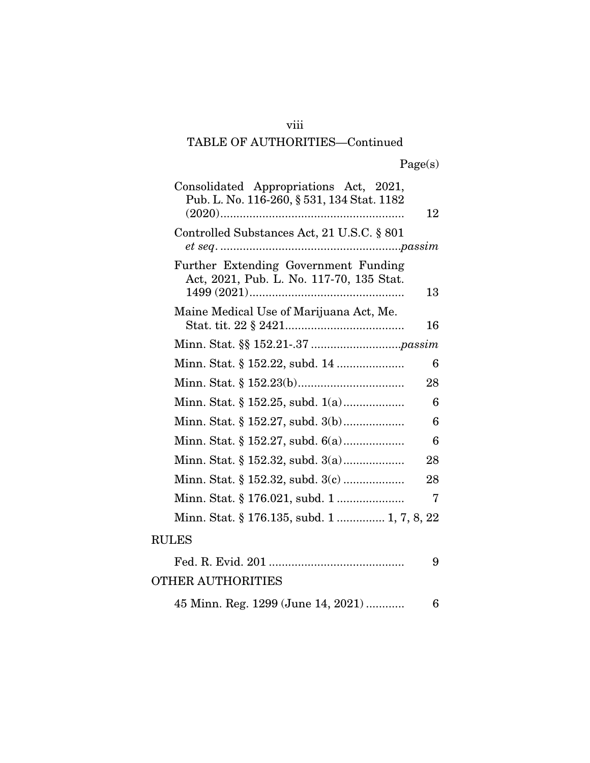TABLE OF AUTHORITIES—Continued

Page(s)

Consolidated Appropriations Act, 2021, Pub. L. No. 116-260, § 531, 134 Stat. 1182 (2020) ........................................................ 12

Controlled Substances Act, 21 U.S.C. § 801 *et seq*. ........................................................*passim*

Further Extending Government Funding Act, 2021, Pub. L. No. 117-70, 135 Stat. 1499 (2021) ................................................ 13

Maine Medical Use of Marijuana Act, Me. Stat. tit. 22 § 2421 ..................................... 16

Minn. Stat. §§ 152.21-.37 ...........................*passim*

Minn. Stat. § 152.22, subd. 14 ..................... 6

Minn. Stat. § 152.23(b) ................................. 28

Minn. Stat. § 152.25, subd. 1(a) ................... 6

Minn. Stat. § 152.27, subd. 3(b) ................... 6

Minn. Stat. § 152.27, subd. 6(a) ................... 6

Minn. Stat. § 152.32, subd. 3(a) ................... 28

Minn. Stat. § 152.32, subd. 3(c) ................... 28

Minn. Stat. § 176.021, subd. 1 ..................... 7

Minn. Stat. § 176.135, subd. 1 ............... 1, 7, 8, 22

RULES

Fed. R. Evid. 201 .......................................... 9

OTHER AUTHORITIES

45 Minn. Reg. 1299 (June 14, 2021) ............ 6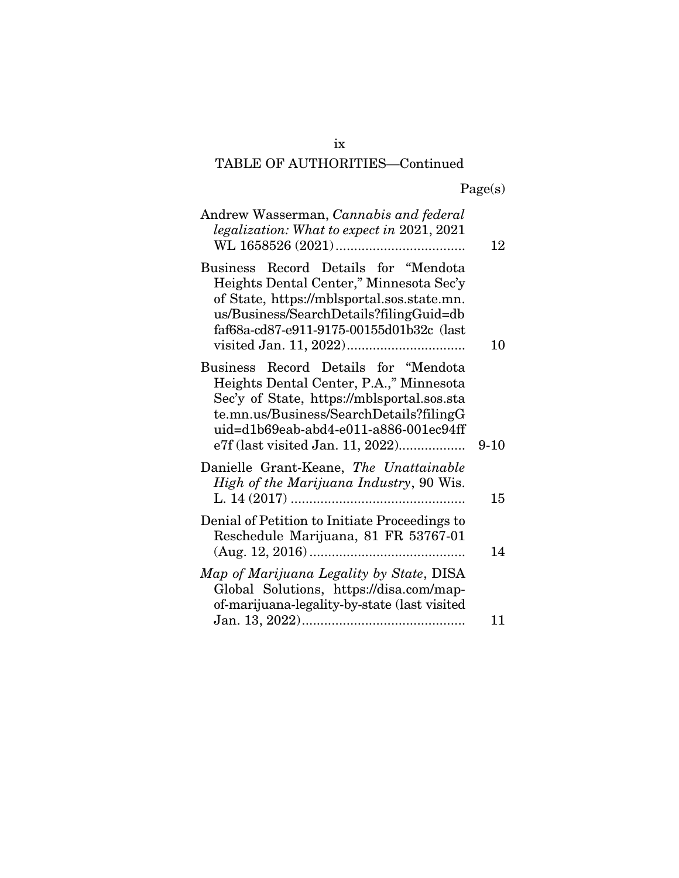## TABLE OF AUTHORITIES—Continued

| | Page(s) |
|---|---|
| Andrew Wasserman, *Cannabis and federal legalization: What to expect in* 2021, 2021 WL 1658526 (2021) | 12 |
| Business Record Details for "Mendota Heights Dental Center," Minnesota Sec'y of State, https://mblsportal.sos.state.mn.us/Business/SearchDetails?filingGuid=dbfaf68a-cd87-e911-9175-00155d01b32c (last visited Jan. 11, 2022) | 10 |
| Business Record Details for "Mendota Heights Dental Center, P.A.," Minnesota Sec'y of State, https://mblsportal.sos.state.mn.us/Business/SearchDetails?filingGuid=d1b69eab-abd4-e011-a886-001ec94ffe7f (last visited Jan. 11, 2022) | 9-10 |
| Danielle Grant-Keane, *The Unattainable High of the Marijuana Industry*, 90 Wis. L. 14 (2017) | 15 |
| Denial of Petition to Initiate Proceedings to Reschedule Marijuana, 81 FR 53767-01 (Aug. 12, 2016) | 14 |
| *Map of Marijuana Legality by State*, DISA Global Solutions, https://disa.com/map-of-marijuana-legality-by-state (last visited Jan. 13, 2022) | 11 |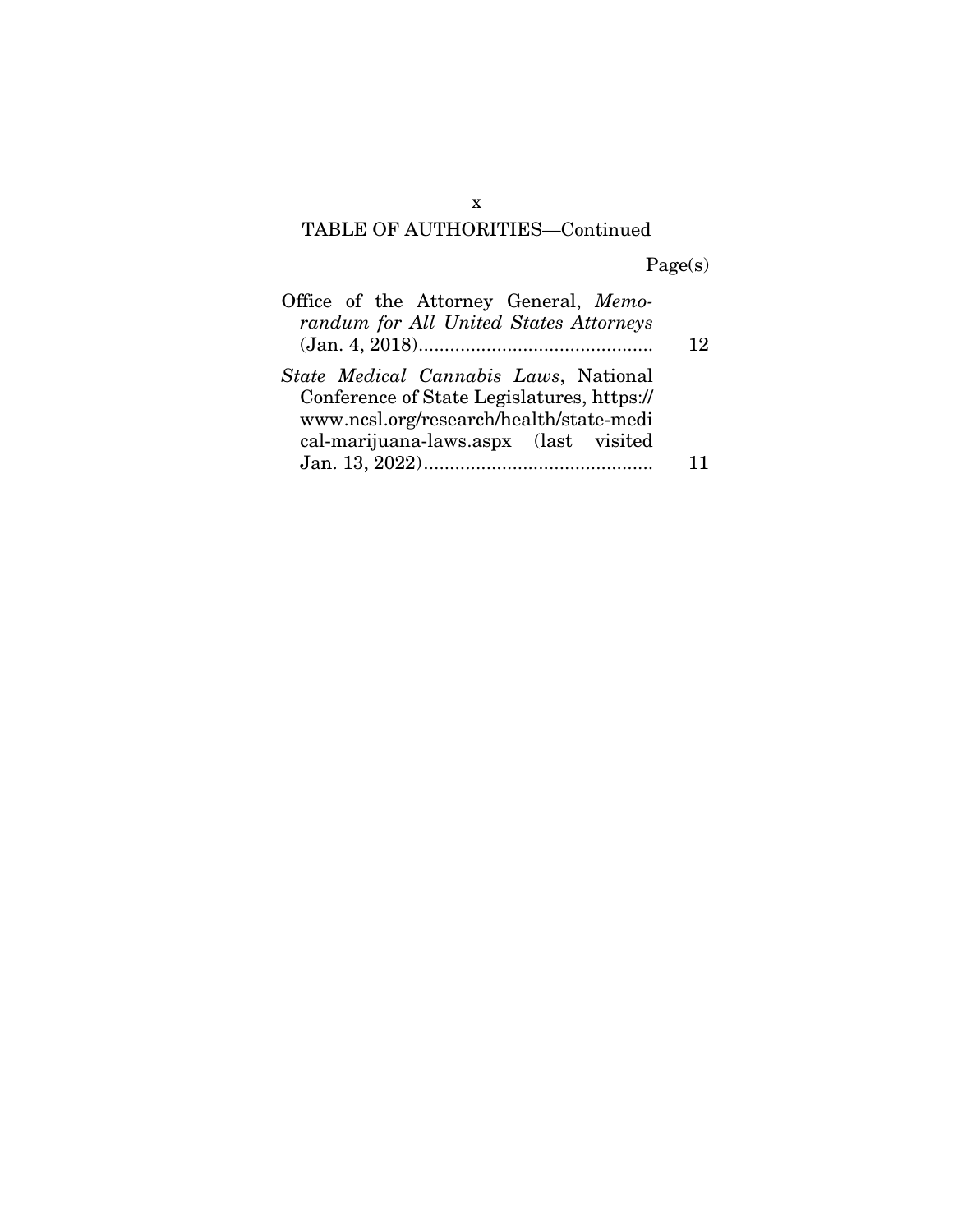TABLE OF AUTHORITIES—Continued

| | Page(s) |
|---|---|
| Office of the Attorney General, *Memorandum for All United States Attorneys* (Jan. 4, 2018) | 12 |
| *State Medical Cannabis Laws*, National Conference of State Legislatures, https://www.ncsl.org/research/health/state-medical-marijuana-laws.aspx (last visited Jan. 13, 2022) | 11 |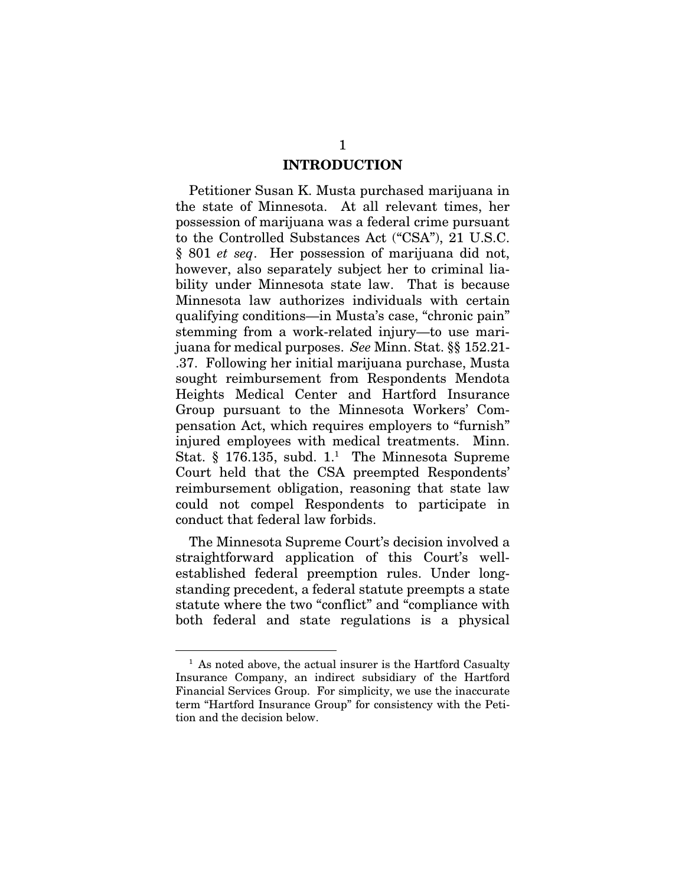## INTRODUCTION

Petitioner Susan K. Musta purchased marijuana in the state of Minnesota. At all relevant times, her possession of marijuana was a federal crime pursuant to the Controlled Substances Act ("CSA"), 21 U.S.C. § 801 *et seq*. Her possession of marijuana did not, however, also separately subject her to criminal liability under Minnesota state law. That is because Minnesota law authorizes individuals with certain qualifying conditions—in Musta's case, "chronic pain" stemming from a work-related injury—to use marijuana for medical purposes. *See* Minn. Stat. §§ 152.21-.37. Following her initial marijuana purchase, Musta sought reimbursement from Respondents Mendota Heights Medical Center and Hartford Insurance Group pursuant to the Minnesota Workers' Compensation Act, which requires employers to "furnish" injured employees with medical treatments. Minn. Stat. § 176.135, subd. 1.[1] The Minnesota Supreme Court held that the CSA preempted Respondents' reimbursement obligation, reasoning that state law could not compel Respondents to participate in conduct that federal law forbids.

The Minnesota Supreme Court's decision involved a straightforward application of this Court's well-established federal preemption rules. Under longstanding precedent, a federal statute preempts a state statute where the two "conflict" and "compliance with both federal and state regulations is a physical

---

[1] As noted above, the actual insurer is the Hartford Casualty Insurance Company, an indirect subsidiary of the Hartford Financial Services Group. For simplicity, we use the inaccurate term "Hartford Insurance Group" for consistency with the Petition and the decision below.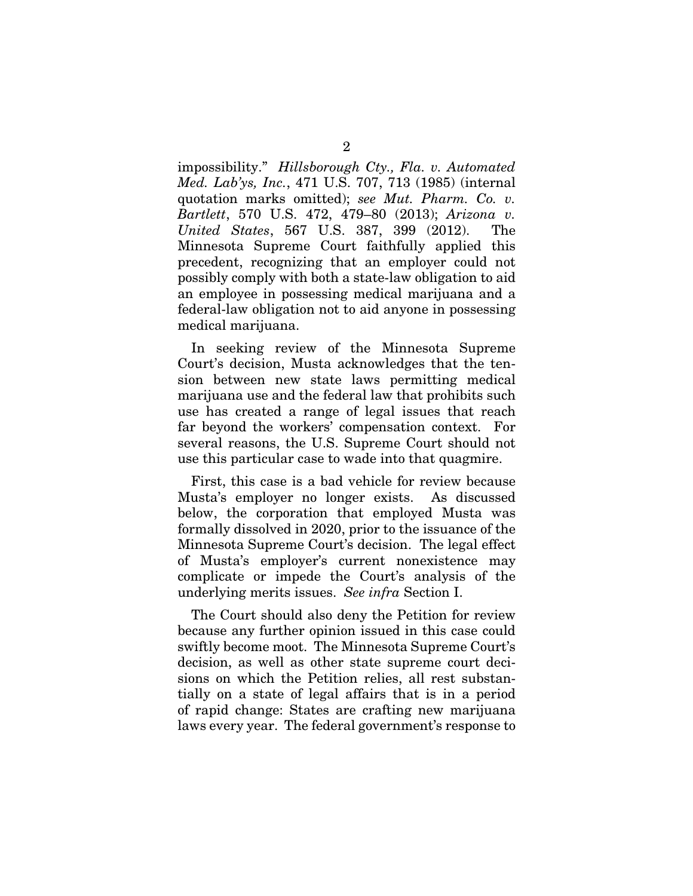impossibility." *Hillsborough Cty., Fla. v. Automated Med. Lab'ys, Inc.*, 471 U.S. 707, 713 (1985) (internal quotation marks omitted); *see Mut. Pharm. Co. v. Bartlett*, 570 U.S. 472, 479–80 (2013); *Arizona v. United States*, 567 U.S. 387, 399 (2012). The Minnesota Supreme Court faithfully applied this precedent, recognizing that an employer could not possibly comply with both a state-law obligation to aid an employee in possessing medical marijuana and a federal-law obligation not to aid anyone in possessing medical marijuana.

In seeking review of the Minnesota Supreme Court's decision, Musta acknowledges that the tension between new state laws permitting medical marijuana use and the federal law that prohibits such use has created a range of legal issues that reach far beyond the workers' compensation context. For several reasons, the U.S. Supreme Court should not use this particular case to wade into that quagmire.

First, this case is a bad vehicle for review because Musta's employer no longer exists. As discussed below, the corporation that employed Musta was formally dissolved in 2020, prior to the issuance of the Minnesota Supreme Court's decision. The legal effect of Musta's employer's current nonexistence may complicate or impede the Court's analysis of the underlying merits issues. *See infra* Section I.

The Court should also deny the Petition for review because any further opinion issued in this case could swiftly become moot. The Minnesota Supreme Court's decision, as well as other state supreme court decisions on which the Petition relies, all rest substantially on a state of legal affairs that is in a period of rapid change: States are crafting new marijuana laws every year. The federal government's response to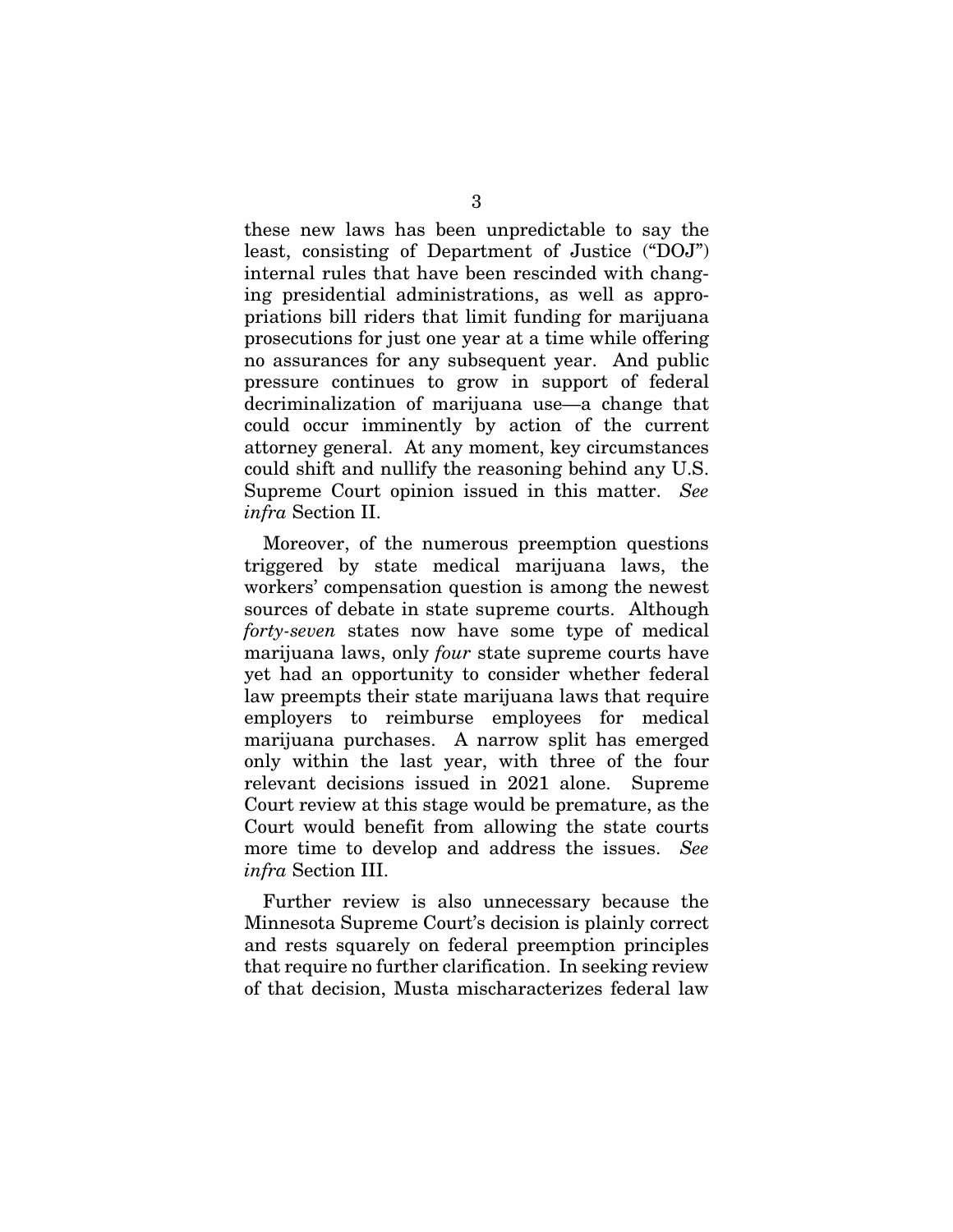these new laws has been unpredictable to say the least, consisting of Department of Justice ("DOJ") internal rules that have been rescinded with changing presidential administrations, as well as appropriations bill riders that limit funding for marijuana prosecutions for just one year at a time while offering no assurances for any subsequent year. And public pressure continues to grow in support of federal decriminalization of marijuana use—a change that could occur imminently by action of the current attorney general. At any moment, key circumstances could shift and nullify the reasoning behind any U.S. Supreme Court opinion issued in this matter. *See infra* Section II.

Moreover, of the numerous preemption questions triggered by state medical marijuana laws, the workers' compensation question is among the newest sources of debate in state supreme courts. Although *forty-seven* states now have some type of medical marijuana laws, only *four* state supreme courts have yet had an opportunity to consider whether federal law preempts their state marijuana laws that require employers to reimburse employees for medical marijuana purchases. A narrow split has emerged only within the last year, with three of the four relevant decisions issued in 2021 alone. Supreme Court review at this stage would be premature, as the Court would benefit from allowing the state courts more time to develop and address the issues. *See infra* Section III.

Further review is also unnecessary because the Minnesota Supreme Court's decision is plainly correct and rests squarely on federal preemption principles that require no further clarification. In seeking review of that decision, Musta mischaracterizes federal law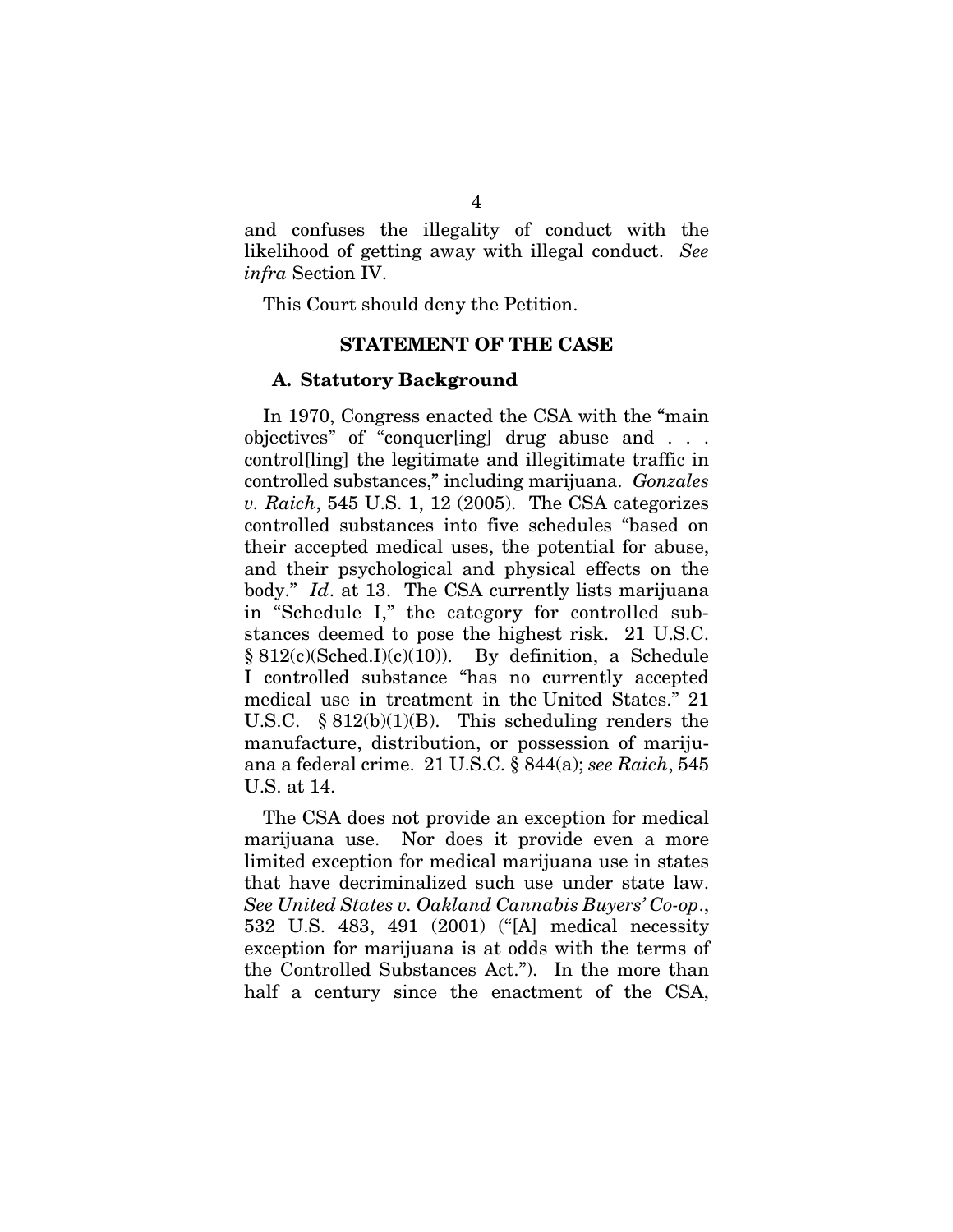and confuses the illegality of conduct with the likelihood of getting away with illegal conduct. *See infra* Section IV.

This Court should deny the Petition.

## STATEMENT OF THE CASE

### A. Statutory Background

In 1970, Congress enacted the CSA with the "main objectives" of "conquer[ing] drug abuse and . . . control[ling] the legitimate and illegitimate traffic in controlled substances," including marijuana. *Gonzales v. Raich*, 545 U.S. 1, 12 (2005). The CSA categorizes controlled substances into five schedules "based on their accepted medical uses, the potential for abuse, and their psychological and physical effects on the body." *Id*. at 13. The CSA currently lists marijuana in "Schedule I," the category for controlled substances deemed to pose the highest risk. 21 U.S.C. § 812(c)(Sched.I)(c)(10)). By definition, a Schedule I controlled substance "has no currently accepted medical use in treatment in the United States." 21 U.S.C. § 812(b)(1)(B). This scheduling renders the manufacture, distribution, or possession of marijuana a federal crime. 21 U.S.C. § 844(a); *see Raich*, 545 U.S. at 14.

The CSA does not provide an exception for medical marijuana use. Nor does it provide even a more limited exception for medical marijuana use in states that have decriminalized such use under state law. *See United States v. Oakland Cannabis Buyers' Co-op*., 532 U.S. 483, 491 (2001) ("[A] medical necessity exception for marijuana is at odds with the terms of the Controlled Substances Act."). In the more than half a century since the enactment of the CSA,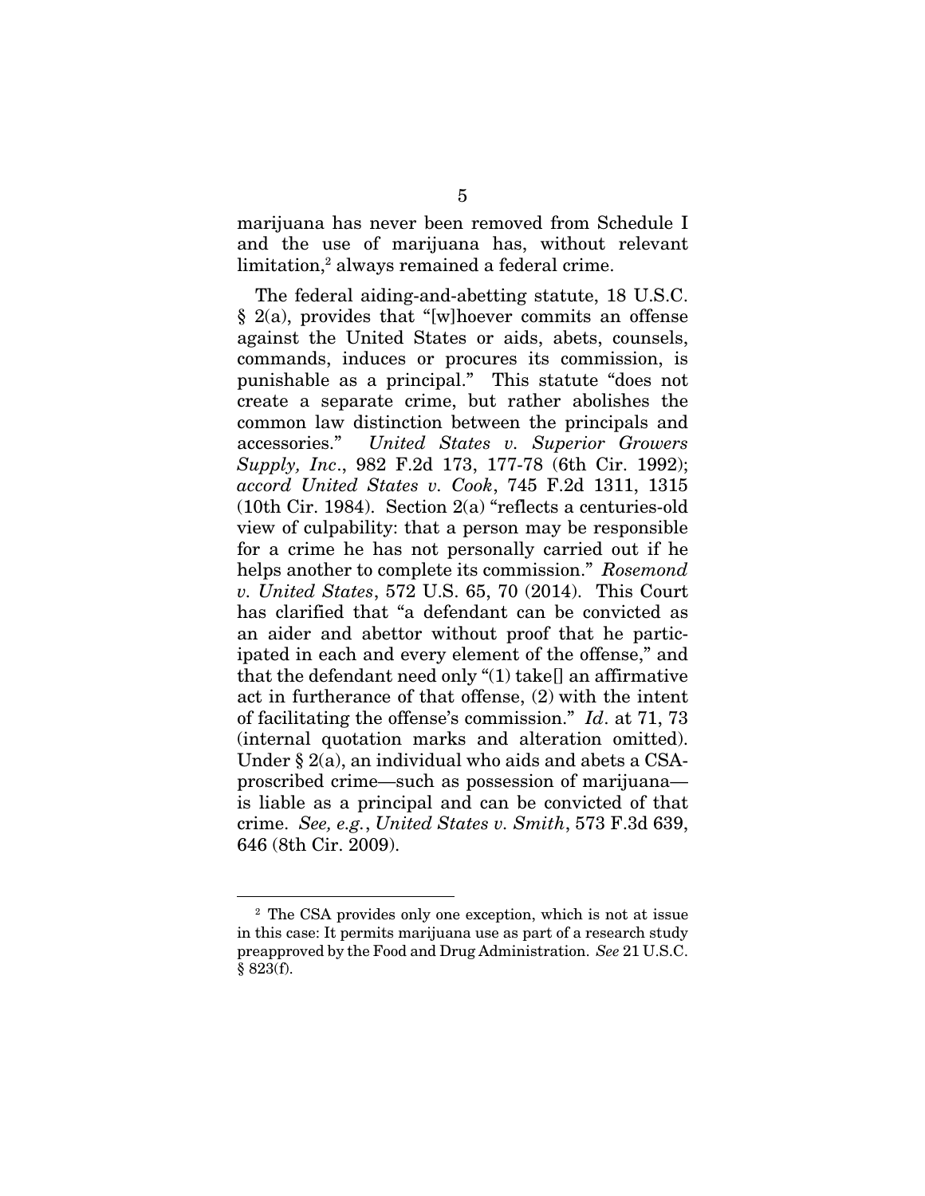marijuana has never been removed from Schedule I and the use of marijuana has, without relevant limitation,[2] always remained a federal crime.

The federal aiding-and-abetting statute, 18 U.S.C. § 2(a), provides that "[w]hoever commits an offense against the United States or aids, abets, counsels, commands, induces or procures its commission, is punishable as a principal." This statute "does not create a separate crime, but rather abolishes the common law distinction between the principals and accessories." *United States v. Superior Growers Supply, Inc*., 982 F.2d 173, 177-78 (6th Cir. 1992); *accord United States v. Cook*, 745 F.2d 1311, 1315 (10th Cir. 1984). Section 2(a) "reflects a centuries-old view of culpability: that a person may be responsible for a crime he has not personally carried out if he helps another to complete its commission." *Rosemond v. United States*, 572 U.S. 65, 70 (2014). This Court has clarified that "a defendant can be convicted as an aider and abettor without proof that he participated in each and every element of the offense," and that the defendant need only "(1) take[] an affirmative act in furtherance of that offense, (2) with the intent of facilitating the offense's commission." *Id*. at 71, 73 (internal quotation marks and alteration omitted). Under § 2(a), an individual who aids and abets a CSA-proscribed crime—such as possession of marijuana—is liable as a principal and can be convicted of that crime. *See, e.g.*, *United States v. Smith*, 573 F.3d 639, 646 (8th Cir. 2009).

[2] The CSA provides only one exception, which is not at issue in this case: It permits marijuana use as part of a research study preapproved by the Food and Drug Administration. *See* 21 U.S.C. § 823(f).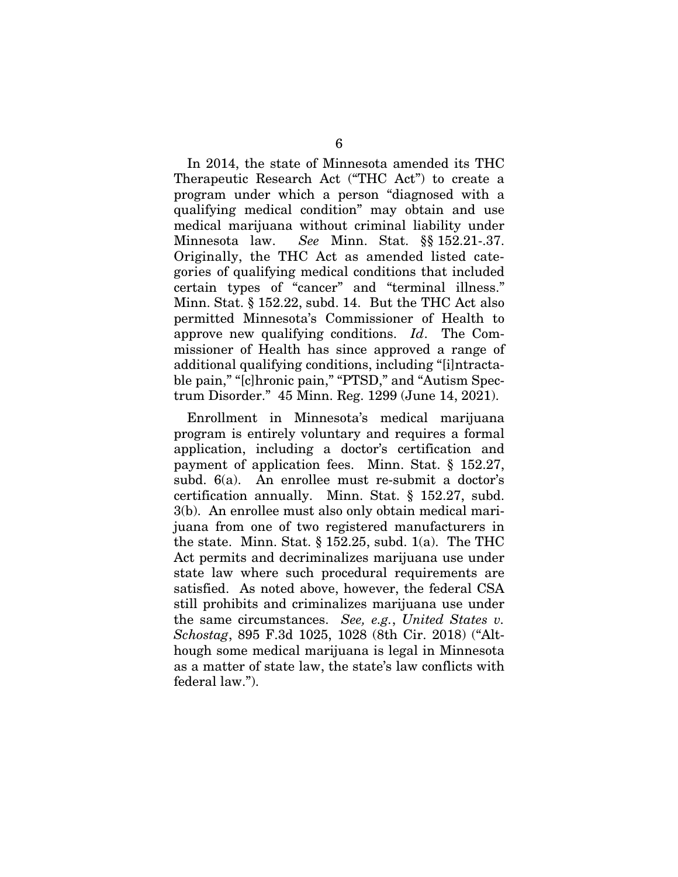In 2014, the state of Minnesota amended its THC Therapeutic Research Act ("THC Act") to create a program under which a person "diagnosed with a qualifying medical condition" may obtain and use medical marijuana without criminal liability under Minnesota law. *See* Minn. Stat. §§ 152.21-.37. Originally, the THC Act as amended listed categories of qualifying medical conditions that included certain types of "cancer" and "terminal illness." Minn. Stat. § 152.22, subd. 14. But the THC Act also permitted Minnesota's Commissioner of Health to approve new qualifying conditions. *Id*. The Commissioner of Health has since approved a range of additional qualifying conditions, including "[i]ntractable pain," "[c]hronic pain," "PTSD," and "Autism Spectrum Disorder." 45 Minn. Reg. 1299 (June 14, 2021).

Enrollment in Minnesota's medical marijuana program is entirely voluntary and requires a formal application, including a doctor's certification and payment of application fees. Minn. Stat. § 152.27, subd. 6(a). An enrollee must re-submit a doctor's certification annually. Minn. Stat. § 152.27, subd. 3(b). An enrollee must also only obtain medical marijuana from one of two registered manufacturers in the state. Minn. Stat. § 152.25, subd. 1(a). The THC Act permits and decriminalizes marijuana use under state law where such procedural requirements are satisfied. As noted above, however, the federal CSA still prohibits and criminalizes marijuana use under the same circumstances. *See, e.g.*, *United States v. Schostag*, 895 F.3d 1025, 1028 (8th Cir. 2018) ("Although some medical marijuana is legal in Minnesota as a matter of state law, the state's law conflicts with federal law.").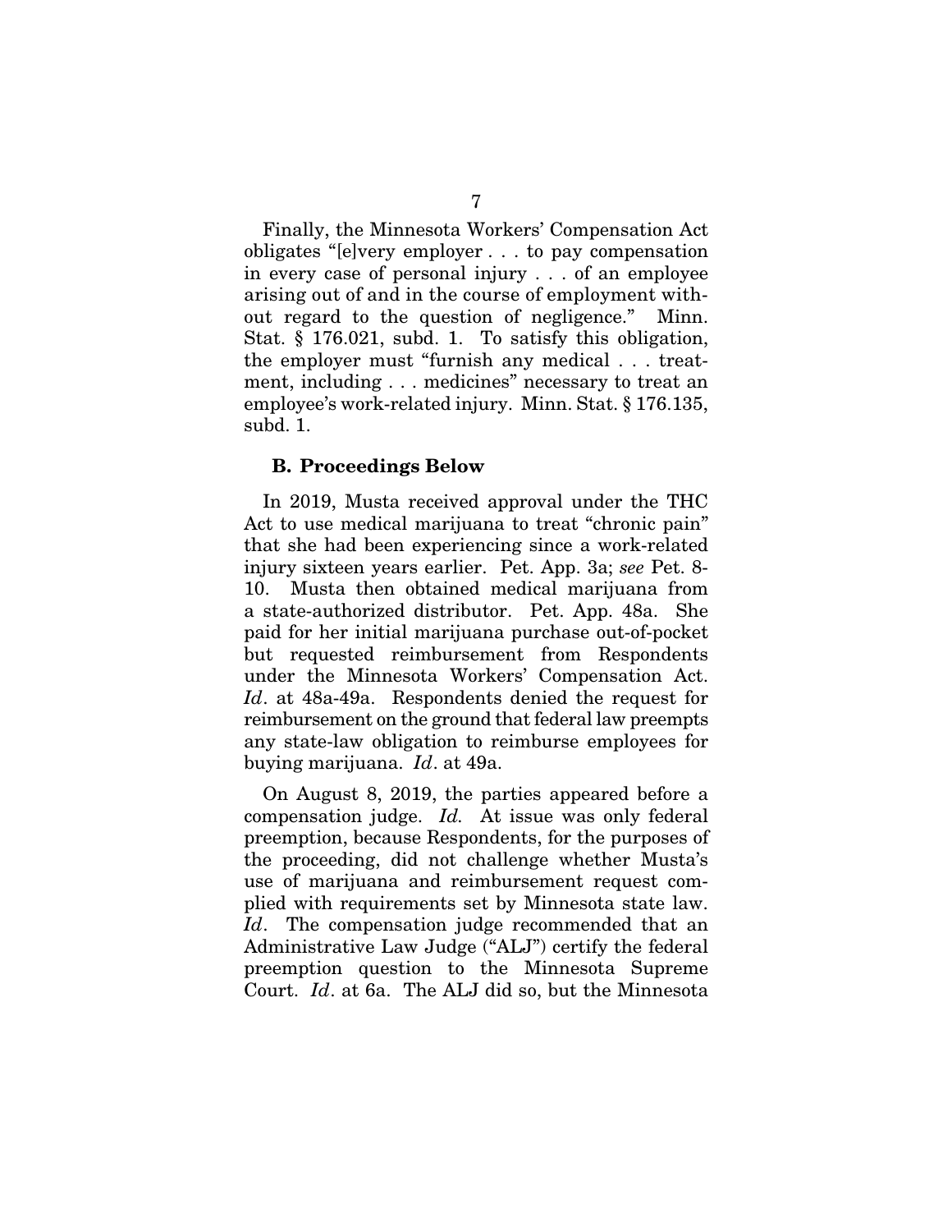Finally, the Minnesota Workers' Compensation Act obligates "[e]very employer . . . to pay compensation in every case of personal injury . . . of an employee arising out of and in the course of employment without regard to the question of negligence." Minn. Stat. § 176.021, subd. 1. To satisfy this obligation, the employer must "furnish any medical . . . treatment, including . . . medicines" necessary to treat an employee's work-related injury. Minn. Stat. § 176.135, subd. 1.

### B. Proceedings Below

In 2019, Musta received approval under the THC Act to use medical marijuana to treat "chronic pain" that she had been experiencing since a work-related injury sixteen years earlier. Pet. App. 3a; *see* Pet. 8-10. Musta then obtained medical marijuana from a state-authorized distributor. Pet. App. 48a. She paid for her initial marijuana purchase out-of-pocket but requested reimbursement from Respondents under the Minnesota Workers' Compensation Act. *Id*. at 48a-49a. Respondents denied the request for reimbursement on the ground that federal law preempts any state-law obligation to reimburse employees for buying marijuana. *Id*. at 49a.

On August 8, 2019, the parties appeared before a compensation judge. *Id.* At issue was only federal preemption, because Respondents, for the purposes of the proceeding, did not challenge whether Musta's use of marijuana and reimbursement request complied with requirements set by Minnesota state law. *Id*. The compensation judge recommended that an Administrative Law Judge ("ALJ") certify the federal preemption question to the Minnesota Supreme Court. *Id*. at 6a. The ALJ did so, but the Minnesota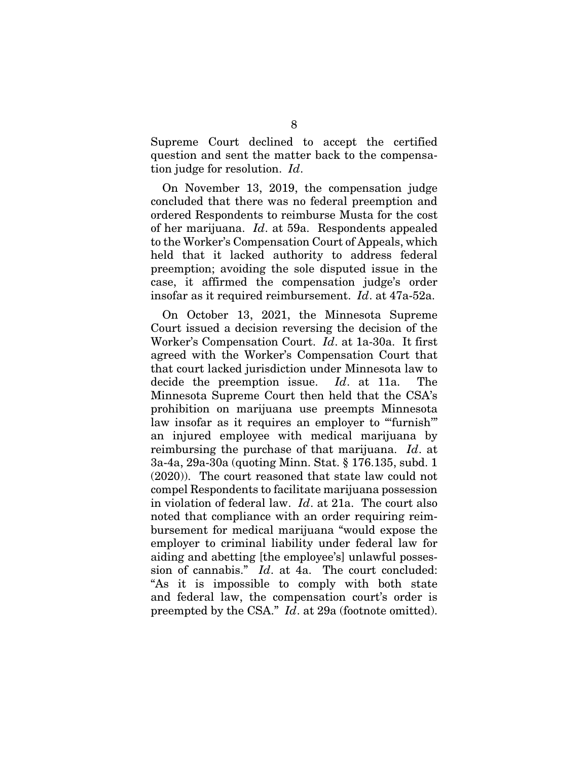Supreme Court declined to accept the certified question and sent the matter back to the compensation judge for resolution. *Id*.

On November 13, 2019, the compensation judge concluded that there was no federal preemption and ordered Respondents to reimburse Musta for the cost of her marijuana. *Id*. at 59a. Respondents appealed to the Worker's Compensation Court of Appeals, which held that it lacked authority to address federal preemption; avoiding the sole disputed issue in the case, it affirmed the compensation judge's order insofar as it required reimbursement. *Id*. at 47a-52a.

On October 13, 2021, the Minnesota Supreme Court issued a decision reversing the decision of the Worker's Compensation Court. *Id*. at 1a-30a. It first agreed with the Worker's Compensation Court that that court lacked jurisdiction under Minnesota law to decide the preemption issue. *Id*. at 11a. The Minnesota Supreme Court then held that the CSA's prohibition on marijuana use preempts Minnesota law insofar as it requires an employer to "'furnish'" an injured employee with medical marijuana by reimbursing the purchase of that marijuana. *Id*. at 3a-4a, 29a-30a (quoting Minn. Stat. § 176.135, subd. 1 (2020)). The court reasoned that state law could not compel Respondents to facilitate marijuana possession in violation of federal law. *Id*. at 21a. The court also noted that compliance with an order requiring reimbursement for medical marijuana "would expose the employer to criminal liability under federal law for aiding and abetting [the employee's] unlawful possession of cannabis." *Id*. at 4a. The court concluded: "As it is impossible to comply with both state and federal law, the compensation court's order is preempted by the CSA." *Id*. at 29a (footnote omitted).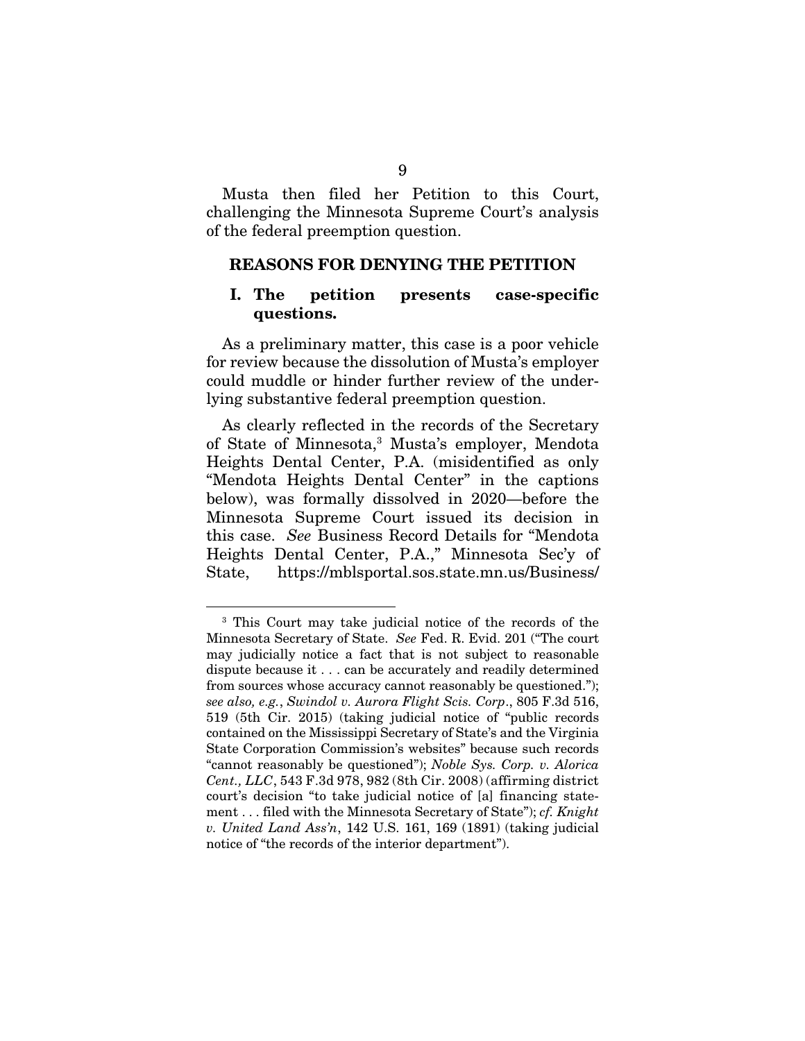Musta then filed her Petition to this Court, challenging the Minnesota Supreme Court's analysis of the federal preemption question.

## REASONS FOR DENYING THE PETITION

### I. The petition presents case-specific questions.

As a preliminary matter, this case is a poor vehicle for review because the dissolution of Musta's employer could muddle or hinder further review of the underlying substantive federal preemption question.

As clearly reflected in the records of the Secretary of State of Minnesota,[3] Musta's employer, Mendota Heights Dental Center, P.A. (misidentified as only "Mendota Heights Dental Center" in the captions below), was formally dissolved in 2020—before the Minnesota Supreme Court issued its decision in this case. *See* Business Record Details for "Mendota Heights Dental Center, P.A.," Minnesota Sec'y of State, https://mblsportal.sos.state.mn.us/Business/

---

[3] This Court may take judicial notice of the records of the Minnesota Secretary of State. *See* Fed. R. Evid. 201 ("The court may judicially notice a fact that is not subject to reasonable dispute because it . . . can be accurately and readily determined from sources whose accuracy cannot reasonably be questioned."); *see also, e.g.*, *Swindol v. Aurora Flight Scis. Corp*., 805 F.3d 516, 519 (5th Cir. 2015) (taking judicial notice of "public records contained on the Mississippi Secretary of State's and the Virginia State Corporation Commission's websites" because such records "cannot reasonably be questioned"); *Noble Sys. Corp. v. Alorica Cent., LLC*, 543 F.3d 978, 982 (8th Cir. 2008) (affirming district court's decision "to take judicial notice of [a] financing statement . . . filed with the Minnesota Secretary of State"); *cf. Knight v. United Land Ass'n*, 142 U.S. 161, 169 (1891) (taking judicial notice of "the records of the interior department").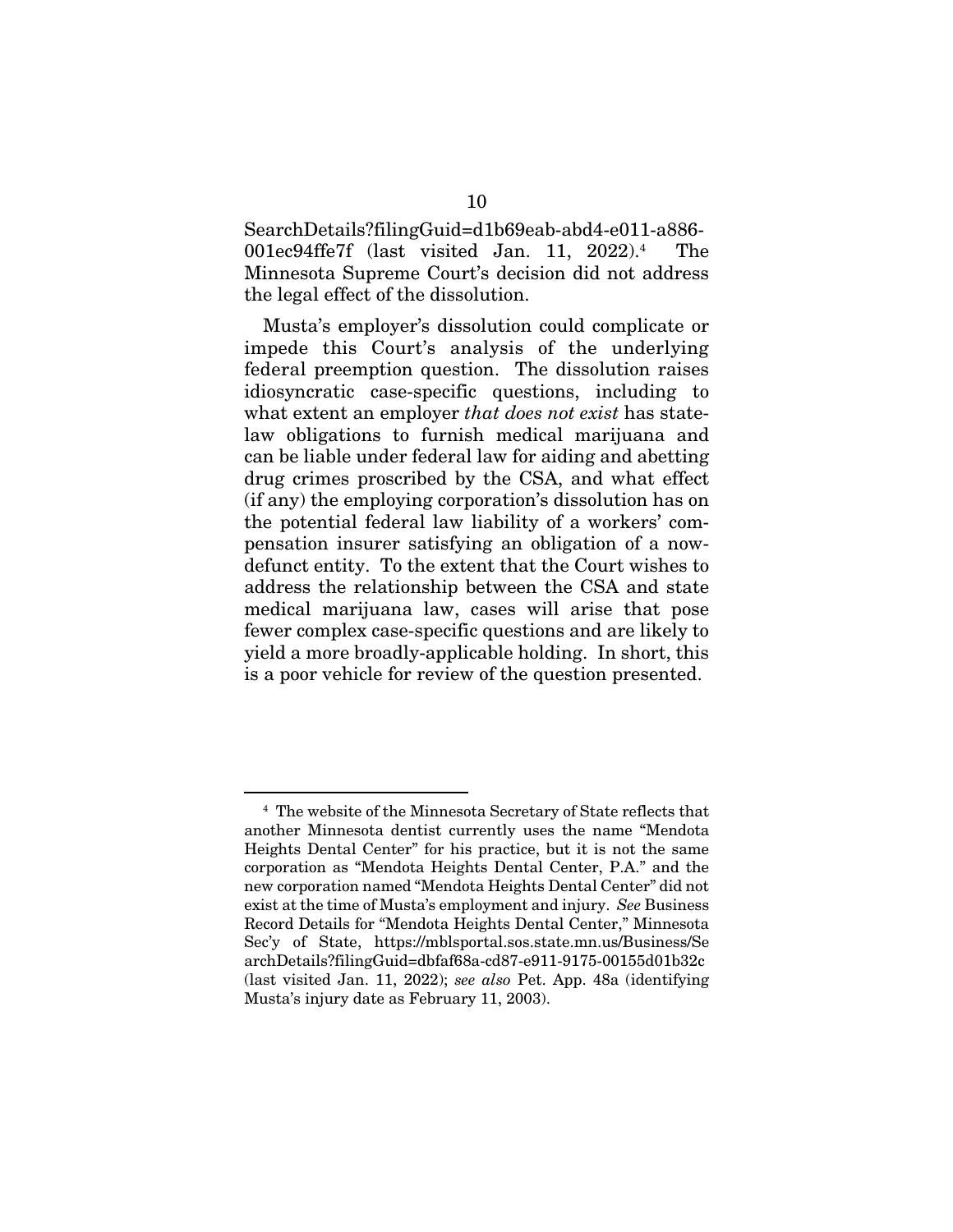SearchDetails?filingGuid=d1b69eab-abd4-e011-a886-001ec94ffe7f (last visited Jan. 11, 2022).[4] The Minnesota Supreme Court's decision did not address the legal effect of the dissolution.

Musta's employer's dissolution could complicate or impede this Court's analysis of the underlying federal preemption question. The dissolution raises idiosyncratic case-specific questions, including to what extent an employer *that does not exist* has state-law obligations to furnish medical marijuana and can be liable under federal law for aiding and abetting drug crimes proscribed by the CSA, and what effect (if any) the employing corporation's dissolution has on the potential federal law liability of a workers' compensation insurer satisfying an obligation of a now-defunct entity. To the extent that the Court wishes to address the relationship between the CSA and state medical marijuana law, cases will arise that pose fewer complex case-specific questions and are likely to yield a more broadly-applicable holding. In short, this is a poor vehicle for review of the question presented.

---

[4] The website of the Minnesota Secretary of State reflects that another Minnesota dentist currently uses the name "Mendota Heights Dental Center" for his practice, but it is not the same corporation as "Mendota Heights Dental Center, P.A." and the new corporation named "Mendota Heights Dental Center" did not exist at the time of Musta's employment and injury. *See* Business Record Details for "Mendota Heights Dental Center," Minnesota Sec'y of State, https://mblsportal.sos.state.mn.us/Business/SearchDetails?filingGuid=dbfaf68a-cd87-e911-9175-00155d01b32c (last visited Jan. 11, 2022); *see also* Pet. App. 48a (identifying Musta's injury date as February 11, 2003).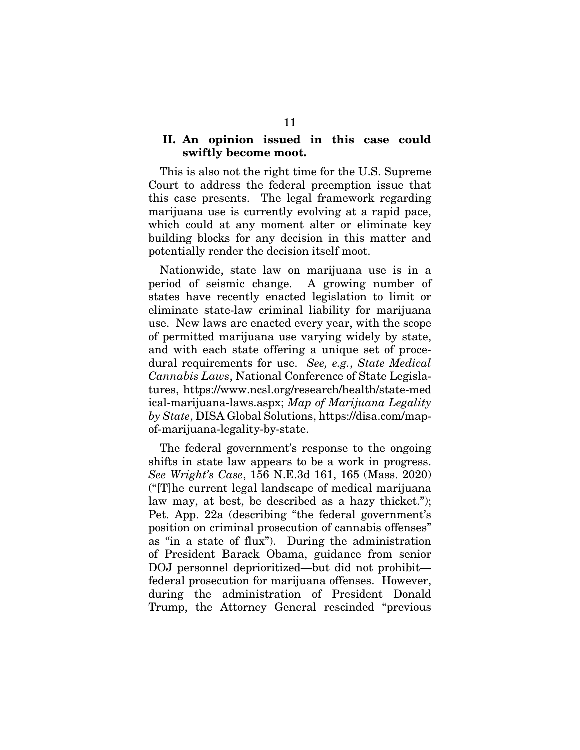## II. An opinion issued in this case could swiftly become moot.

This is also not the right time for the U.S. Supreme Court to address the federal preemption issue that this case presents. The legal framework regarding marijuana use is currently evolving at a rapid pace, which could at any moment alter or eliminate key building blocks for any decision in this matter and potentially render the decision itself moot.

Nationwide, state law on marijuana use is in a period of seismic change. A growing number of states have recently enacted legislation to limit or eliminate state-law criminal liability for marijuana use. New laws are enacted every year, with the scope of permitted marijuana use varying widely by state, and with each state offering a unique set of procedural requirements for use. *See, e.g.*, *State Medical Cannabis Laws*, National Conference of State Legislatures, https://www.ncsl.org/research/health/state-medical-marijuana-laws.aspx; *Map of Marijuana Legality by State*, DISA Global Solutions, https://disa.com/map-of-marijuana-legality-by-state.

The federal government's response to the ongoing shifts in state law appears to be a work in progress. *See Wright's Case*, 156 N.E.3d 161, 165 (Mass. 2020) ("[T]he current legal landscape of medical marijuana law may, at best, be described as a hazy thicket."); Pet. App. 22a (describing "the federal government's position on criminal prosecution of cannabis offenses" as "in a state of flux"). During the administration of President Barack Obama, guidance from senior DOJ personnel deprioritized—but did not prohibit—federal prosecution for marijuana offenses. However, during the administration of President Donald Trump, the Attorney General rescinded "previous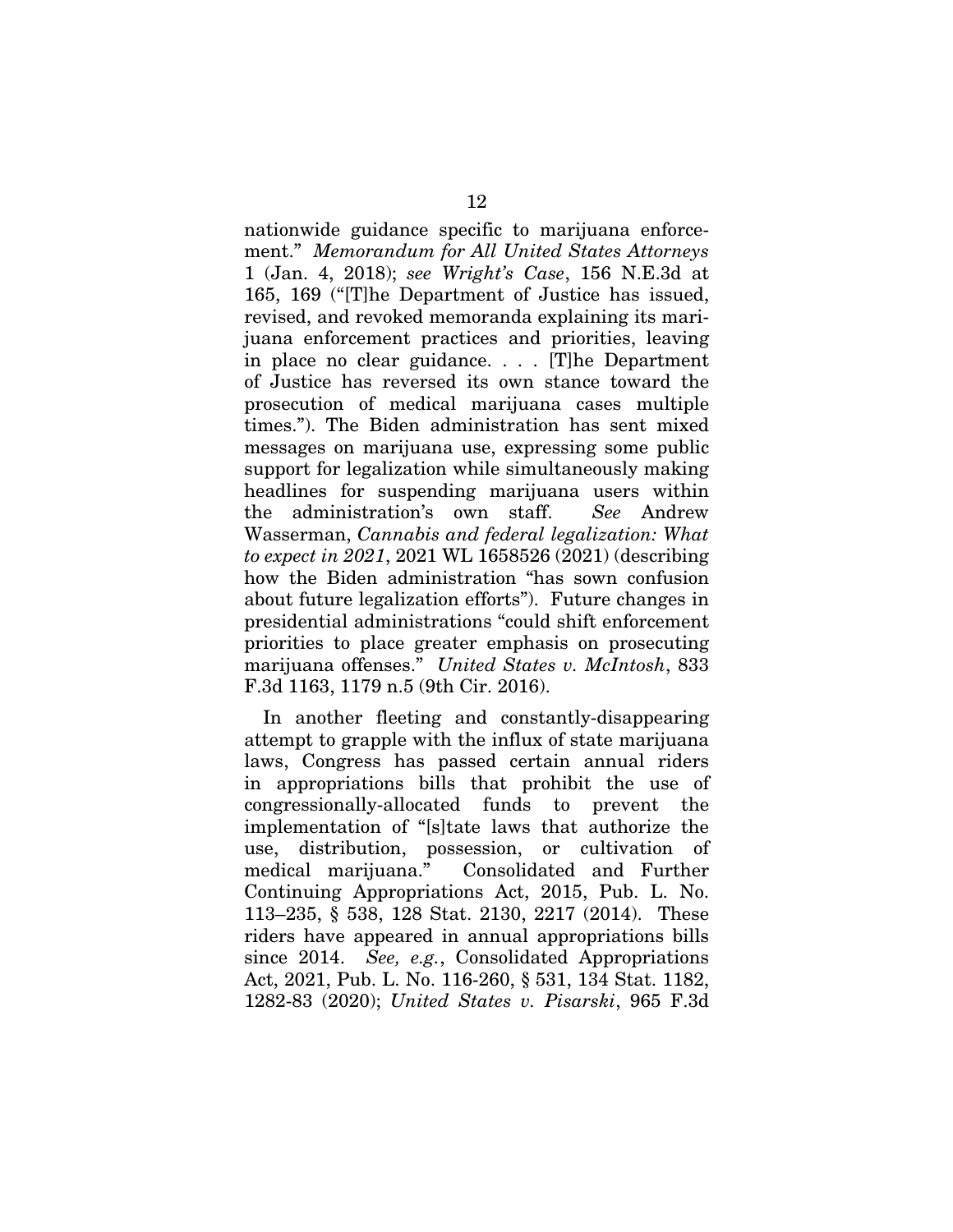nationwide guidance specific to marijuana enforcement." *Memorandum for All United States Attorneys* 1 (Jan. 4, 2018); *see Wright's Case*, 156 N.E.3d at 165, 169 ("[T]he Department of Justice has issued, revised, and revoked memoranda explaining its marijuana enforcement practices and priorities, leaving in place no clear guidance. . . . [T]he Department of Justice has reversed its own stance toward the prosecution of medical marijuana cases multiple times."). The Biden administration has sent mixed messages on marijuana use, expressing some public support for legalization while simultaneously making headlines for suspending marijuana users within the administration's own staff. *See* Andrew Wasserman, *Cannabis and federal legalization: What to expect in 2021*, 2021 WL 1658526 (2021) (describing how the Biden administration "has sown confusion about future legalization efforts"). Future changes in presidential administrations "could shift enforcement priorities to place greater emphasis on prosecuting marijuana offenses." *United States v. McIntosh*, 833 F.3d 1163, 1179 n.5 (9th Cir. 2016).

In another fleeting and constantly-disappearing attempt to grapple with the influx of state marijuana laws, Congress has passed certain annual riders in appropriations bills that prohibit the use of congressionally-allocated funds to prevent the implementation of "[s]tate laws that authorize the use, distribution, possession, or cultivation of medical marijuana." Consolidated and Further Continuing Appropriations Act, 2015, Pub. L. No. 113–235, § 538, 128 Stat. 2130, 2217 (2014). These riders have appeared in annual appropriations bills since 2014. *See, e.g.*, Consolidated Appropriations Act, 2021, Pub. L. No. 116-260, § 531, 134 Stat. 1182, 1282-83 (2020); *United States v. Pisarski*, 965 F.3d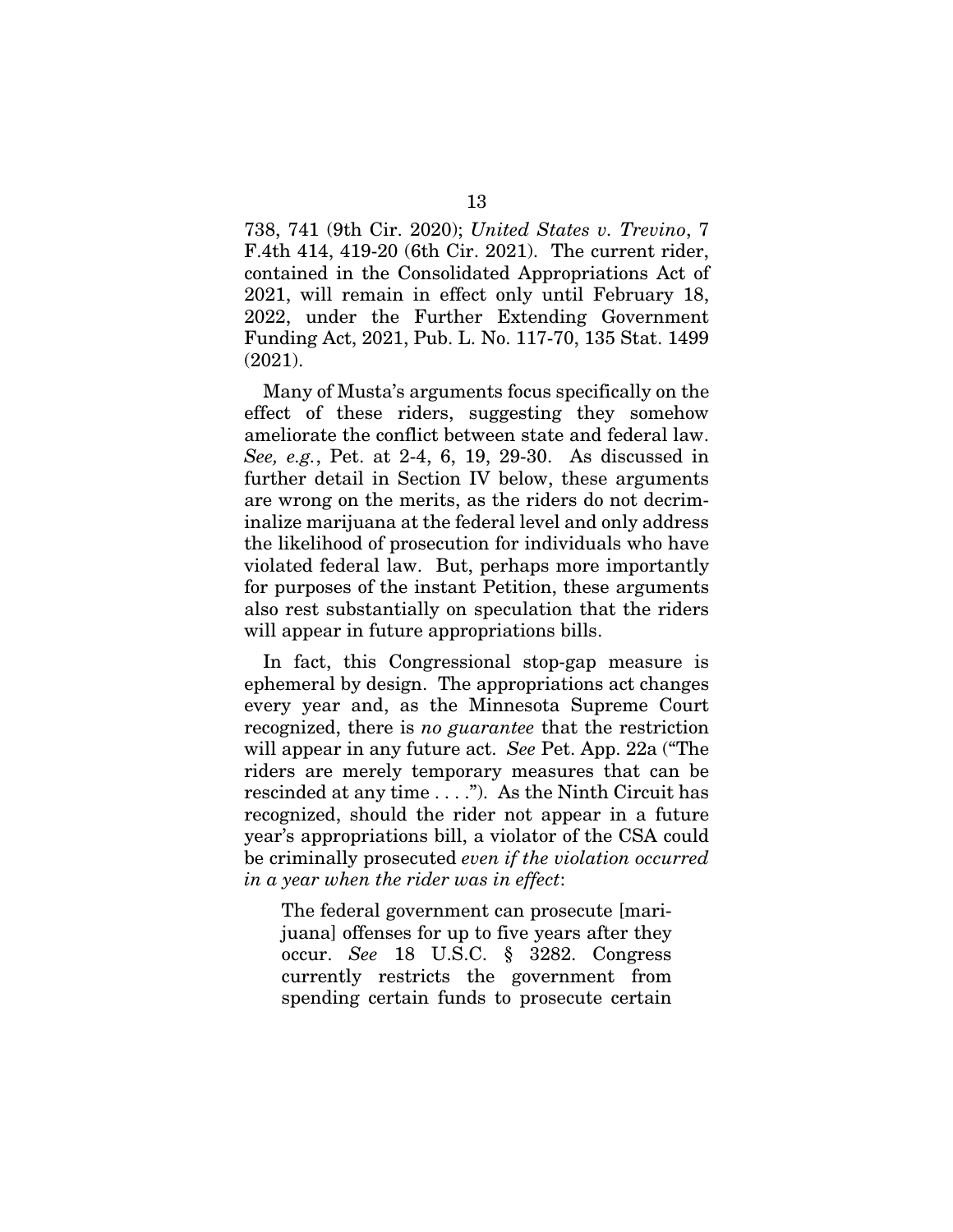738, 741 (9th Cir. 2020); *United States v. Trevino*, 7 F.4th 414, 419-20 (6th Cir. 2021). The current rider, contained in the Consolidated Appropriations Act of 2021, will remain in effect only until February 18, 2022, under the Further Extending Government Funding Act, 2021, Pub. L. No. 117-70, 135 Stat. 1499 (2021).

Many of Musta's arguments focus specifically on the effect of these riders, suggesting they somehow ameliorate the conflict between state and federal law. *See, e.g.*, Pet. at 2-4, 6, 19, 29-30. As discussed in further detail in Section IV below, these arguments are wrong on the merits, as the riders do not decriminalize marijuana at the federal level and only address the likelihood of prosecution for individuals who have violated federal law. But, perhaps more importantly for purposes of the instant Petition, these arguments also rest substantially on speculation that the riders will appear in future appropriations bills.

In fact, this Congressional stop-gap measure is ephemeral by design. The appropriations act changes every year and, as the Minnesota Supreme Court recognized, there is *no guarantee* that the restriction will appear in any future act. *See* Pet. App. 22a ("The riders are merely temporary measures that can be rescinded at any time . . . ."). As the Ninth Circuit has recognized, should the rider not appear in a future year's appropriations bill, a violator of the CSA could be criminally prosecuted *even if the violation occurred in a year when the rider was in effect*:

> The federal government can prosecute [marijuana] offenses for up to five years after they occur. *See* 18 U.S.C. § 3282. Congress currently restricts the government from spending certain funds to prosecute certain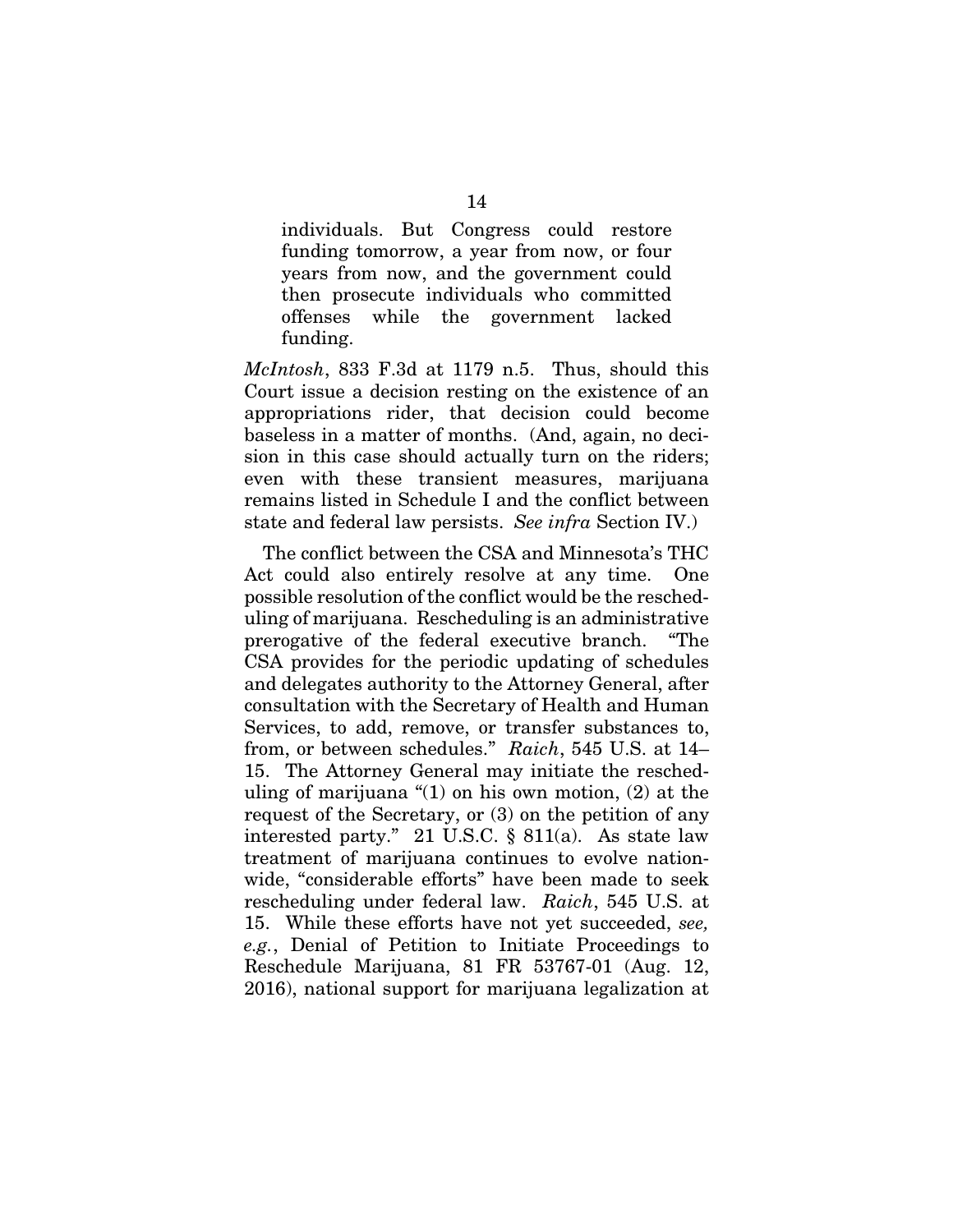> individuals. But Congress could restore funding tomorrow, a year from now, or four years from now, and the government could then prosecute individuals who committed offenses while the government lacked funding.

*McIntosh*, 833 F.3d at 1179 n.5. Thus, should this Court issue a decision resting on the existence of an appropriations rider, that decision could become baseless in a matter of months. (And, again, no decision in this case should actually turn on the riders; even with these transient measures, marijuana remains listed in Schedule I and the conflict between state and federal law persists. *See infra* Section IV.)

The conflict between the CSA and Minnesota's THC Act could also entirely resolve at any time. One possible resolution of the conflict would be the rescheduling of marijuana. Rescheduling is an administrative prerogative of the federal executive branch. "The CSA provides for the periodic updating of schedules and delegates authority to the Attorney General, after consultation with the Secretary of Health and Human Services, to add, remove, or transfer substances to, from, or between schedules." *Raich*, 545 U.S. at 14–15. The Attorney General may initiate the rescheduling of marijuana "(1) on his own motion, (2) at the request of the Secretary, or (3) on the petition of any interested party." 21 U.S.C. § 811(a). As state law treatment of marijuana continues to evolve nationwide, "considerable efforts" have been made to seek rescheduling under federal law. *Raich*, 545 U.S. at 15. While these efforts have not yet succeeded, *see, e.g.*, Denial of Petition to Initiate Proceedings to Reschedule Marijuana, 81 FR 53767-01 (Aug. 12, 2016), national support for marijuana legalization at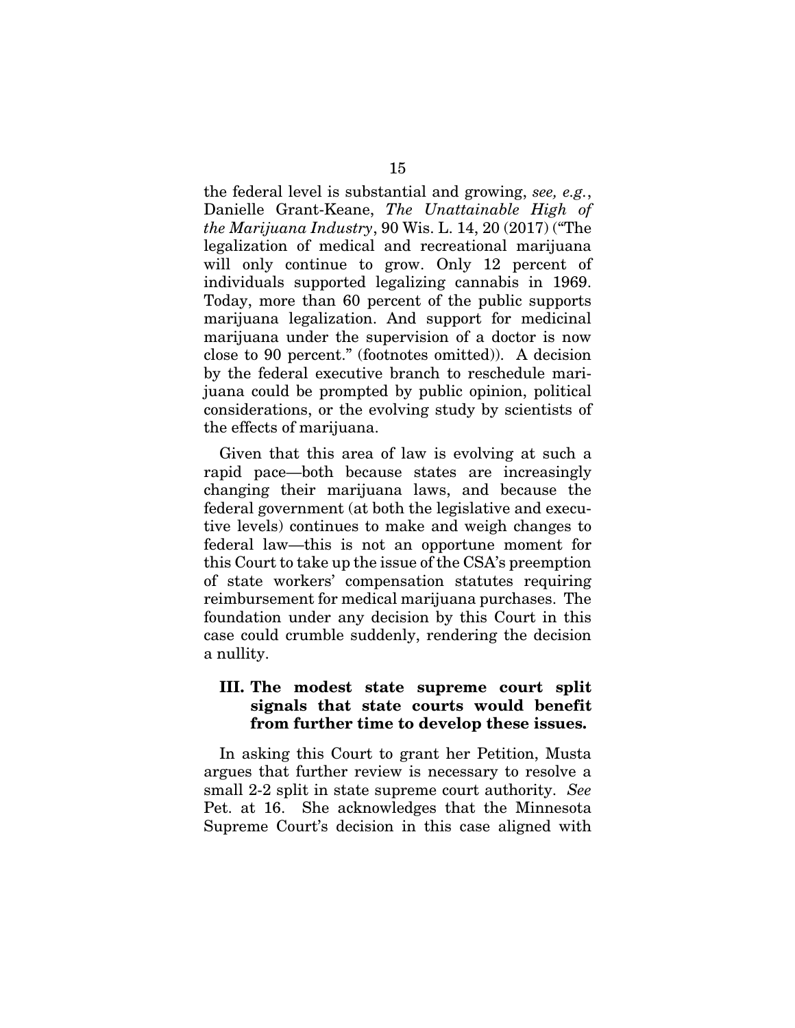the federal level is substantial and growing, *see, e.g.*, Danielle Grant-Keane, *The Unattainable High of the Marijuana Industry*, 90 Wis. L. 14, 20 (2017) ("The legalization of medical and recreational marijuana will only continue to grow. Only 12 percent of individuals supported legalizing cannabis in 1969. Today, more than 60 percent of the public supports marijuana legalization. And support for medicinal marijuana under the supervision of a doctor is now close to 90 percent." (footnotes omitted)). A decision by the federal executive branch to reschedule marijuana could be prompted by public opinion, political considerations, or the evolving study by scientists of the effects of marijuana.

Given that this area of law is evolving at such a rapid pace—both because states are increasingly changing their marijuana laws, and because the federal government (at both the legislative and executive levels) continues to make and weigh changes to federal law—this is not an opportune moment for this Court to take up the issue of the CSA's preemption of state workers' compensation statutes requiring reimbursement for medical marijuana purchases. The foundation under any decision by this Court in this case could crumble suddenly, rendering the decision a nullity.

### III. The modest state supreme court split signals that state courts would benefit from further time to develop these issues.

In asking this Court to grant her Petition, Musta argues that further review is necessary to resolve a small 2-2 split in state supreme court authority. *See* Pet. at 16. She acknowledges that the Minnesota Supreme Court's decision in this case aligned with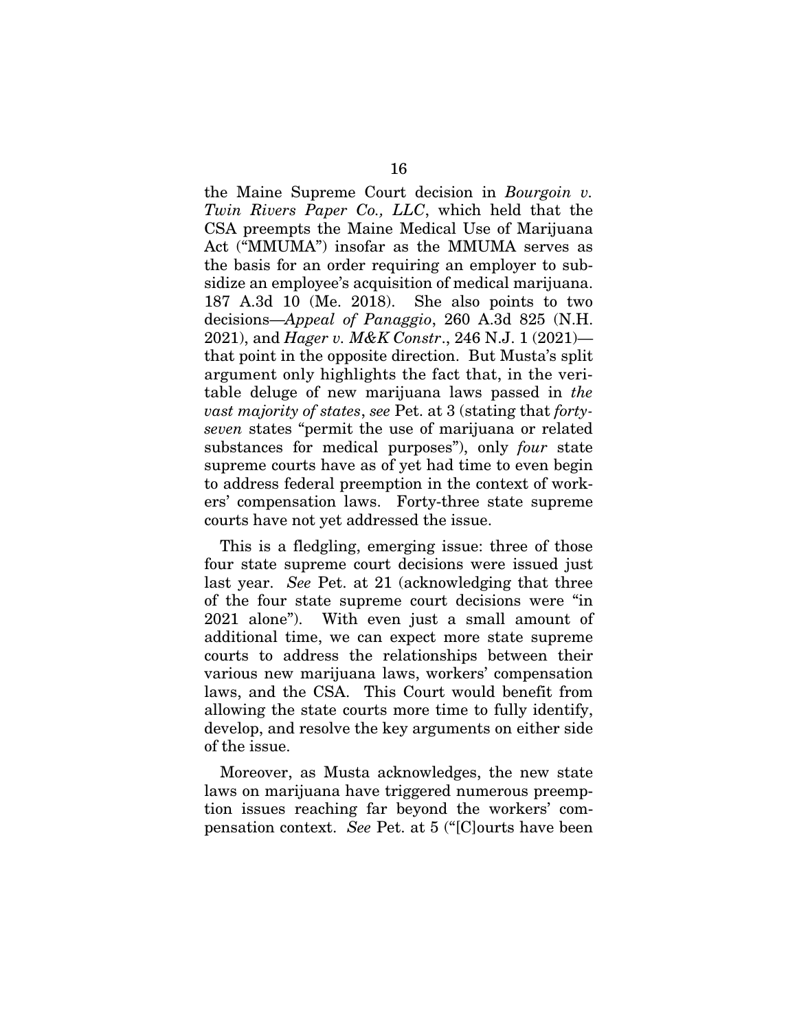the Maine Supreme Court decision in *Bourgoin v. Twin Rivers Paper Co., LLC*, which held that the CSA preempts the Maine Medical Use of Marijuana Act ("MMUMA") insofar as the MMUMA serves as the basis for an order requiring an employer to subsidize an employee's acquisition of medical marijuana. 187 A.3d 10 (Me. 2018). She also points to two decisions—*Appeal of Panaggio*, 260 A.3d 825 (N.H. 2021), and *Hager v. M&K Constr*., 246 N.J. 1 (2021)—that point in the opposite direction. But Musta's split argument only highlights the fact that, in the veritable deluge of new marijuana laws passed in *the vast majority of states*, *see* Pet. at 3 (stating that *forty-seven* states "permit the use of marijuana or related substances for medical purposes"), only *four* state supreme courts have as of yet had time to even begin to address federal preemption in the context of workers' compensation laws. Forty-three state supreme courts have not yet addressed the issue.

This is a fledgling, emerging issue: three of those four state supreme court decisions were issued just last year. *See* Pet. at 21 (acknowledging that three of the four state supreme court decisions were "in 2021 alone"). With even just a small amount of additional time, we can expect more state supreme courts to address the relationships between their various new marijuana laws, workers' compensation laws, and the CSA. This Court would benefit from allowing the state courts more time to fully identify, develop, and resolve the key arguments on either side of the issue.

Moreover, as Musta acknowledges, the new state laws on marijuana have triggered numerous preemption issues reaching far beyond the workers' compensation context. *See* Pet. at 5 ("[C]ourts have been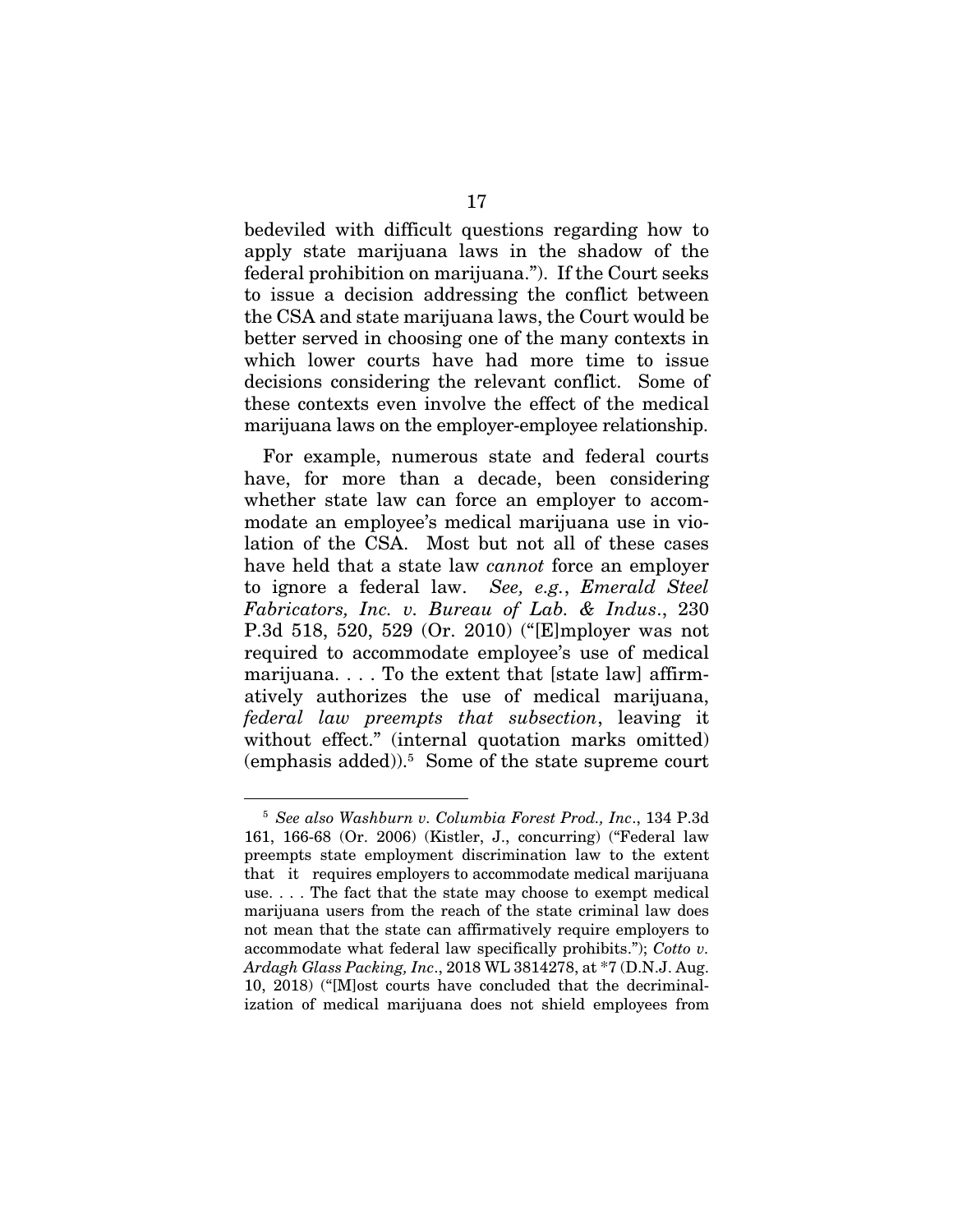bedeviled with difficult questions regarding how to apply state marijuana laws in the shadow of the federal prohibition on marijuana."). If the Court seeks to issue a decision addressing the conflict between the CSA and state marijuana laws, the Court would be better served in choosing one of the many contexts in which lower courts have had more time to issue decisions considering the relevant conflict. Some of these contexts even involve the effect of the medical marijuana laws on the employer-employee relationship.

For example, numerous state and federal courts have, for more than a decade, been considering whether state law can force an employer to accommodate an employee's medical marijuana use in violation of the CSA. Most but not all of these cases have held that a state law *cannot* force an employer to ignore a federal law. *See, e.g.*, *Emerald Steel Fabricators, Inc. v. Bureau of Lab. & Indus.*, 230 P.3d 518, 520, 529 (Or. 2010) ("[E]mployer was not required to accommodate employee's use of medical marijuana. . . . To the extent that [state law] affirmatively authorizes the use of medical marijuana, *federal law preempts that subsection*, leaving it without effect." (internal quotation marks omitted) (emphasis added)).[5] Some of the state supreme court

---

[5] *See also Washburn v. Columbia Forest Prod., Inc*., 134 P.3d 161, 166-68 (Or. 2006) (Kistler, J., concurring) ("Federal law preempts state employment discrimination law to the extent that it requires employers to accommodate medical marijuana use. . . . The fact that the state may choose to exempt medical marijuana users from the reach of the state criminal law does not mean that the state can affirmatively require employers to accommodate what federal law specifically prohibits."); *Cotto v. Ardagh Glass Packing, Inc*., 2018 WL 3814278, at *7 (D.N.J. Aug. 10, 2018) ("[M]ost courts have concluded that the decriminalization of medical marijuana does not shield employees from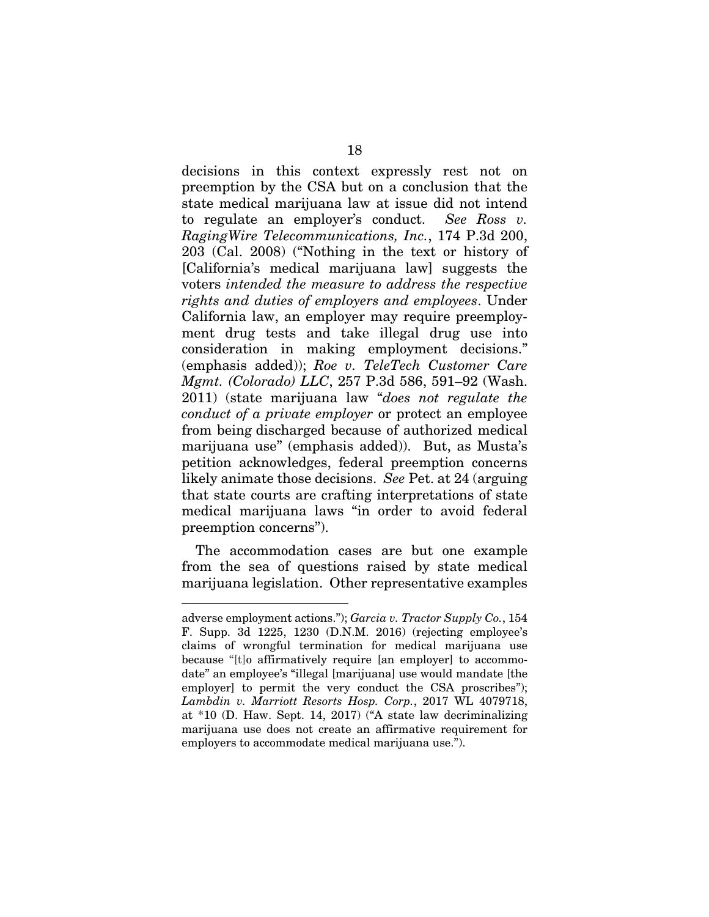decisions in this context expressly rest not on preemption by the CSA but on a conclusion that the state medical marijuana law at issue did not intend to regulate an employer's conduct. *See Ross v. RagingWire Telecommunications, Inc.*, 174 P.3d 200, 203 (Cal. 2008) ("Nothing in the text or history of [California's medical marijuana law] suggests the voters *intended the measure to address the respective rights and duties of employers and employees*. Under California law, an employer may require preemployment drug tests and take illegal drug use into consideration in making employment decisions." (emphasis added)); *Roe v. TeleTech Customer Care Mgmt. (Colorado) LLC*, 257 P.3d 586, 591–92 (Wash. 2011) (state marijuana law "*does not regulate the conduct of a private employer* or protect an employee from being discharged because of authorized medical marijuana use" (emphasis added)). But, as Musta's petition acknowledges, federal preemption concerns likely animate those decisions. *See* Pet. at 24 (arguing that state courts are crafting interpretations of state medical marijuana laws "in order to avoid federal preemption concerns").

The accommodation cases are but one example from the sea of questions raised by state medical marijuana legislation. Other representative examples

---

adverse employment actions."); *Garcia v. Tractor Supply Co.*, 154 F. Supp. 3d 1225, 1230 (D.N.M. 2016) (rejecting employee's claims of wrongful termination for medical marijuana use because "[t]o affirmatively require [an employer] to accommodate" an employee's "illegal [marijuana] use would mandate [the employer] to permit the very conduct the CSA proscribes"); *Lambdin v. Marriott Resorts Hosp. Corp.*, 2017 WL 4079718, at *10 (D. Haw. Sept. 14, 2017) ("A state law decriminalizing marijuana use does not create an affirmative requirement for employers to accommodate medical marijuana use.").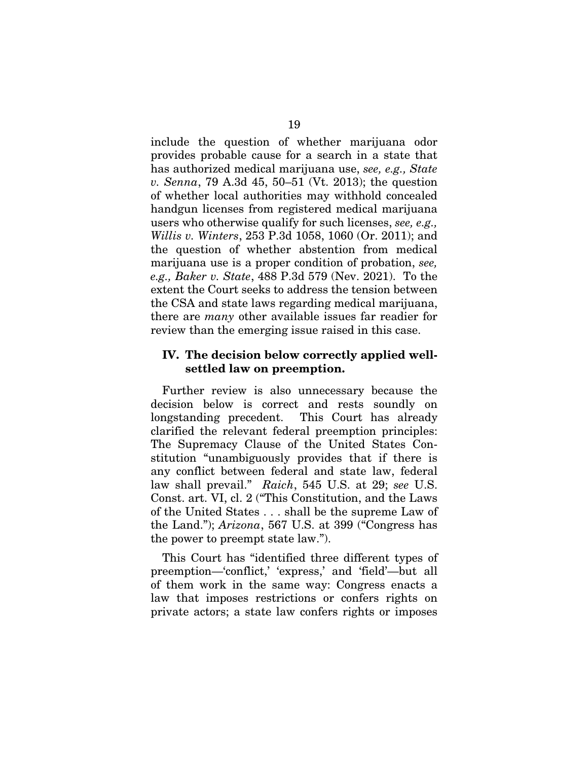include the question of whether marijuana odor provides probable cause for a search in a state that has authorized medical marijuana use, *see, e.g., State v. Senna*, 79 A.3d 45, 50–51 (Vt. 2013); the question of whether local authorities may withhold concealed handgun licenses from registered medical marijuana users who otherwise qualify for such licenses, *see, e.g., Willis v. Winters*, 253 P.3d 1058, 1060 (Or. 2011); and the question of whether abstention from medical marijuana use is a proper condition of probation, *see, e.g., Baker v. State*, 488 P.3d 579 (Nev. 2021). To the extent the Court seeks to address the tension between the CSA and state laws regarding medical marijuana, there are *many* other available issues far readier for review than the emerging issue raised in this case.

## IV. The decision below correctly applied well-settled law on preemption.

Further review is also unnecessary because the decision below is correct and rests soundly on longstanding precedent. This Court has already clarified the relevant federal preemption principles: The Supremacy Clause of the United States Constitution "unambiguously provides that if there is any conflict between federal and state law, federal law shall prevail." *Raich*, 545 U.S. at 29; *see* U.S. Const. art. VI, cl. 2 ("This Constitution, and the Laws of the United States . . . shall be the supreme Law of the Land."); *Arizona*, 567 U.S. at 399 ("Congress has the power to preempt state law.").

This Court has "identified three different types of preemption—'conflict,' 'express,' and 'field'—but all of them work in the same way: Congress enacts a law that imposes restrictions or confers rights on private actors; a state law confers rights or imposes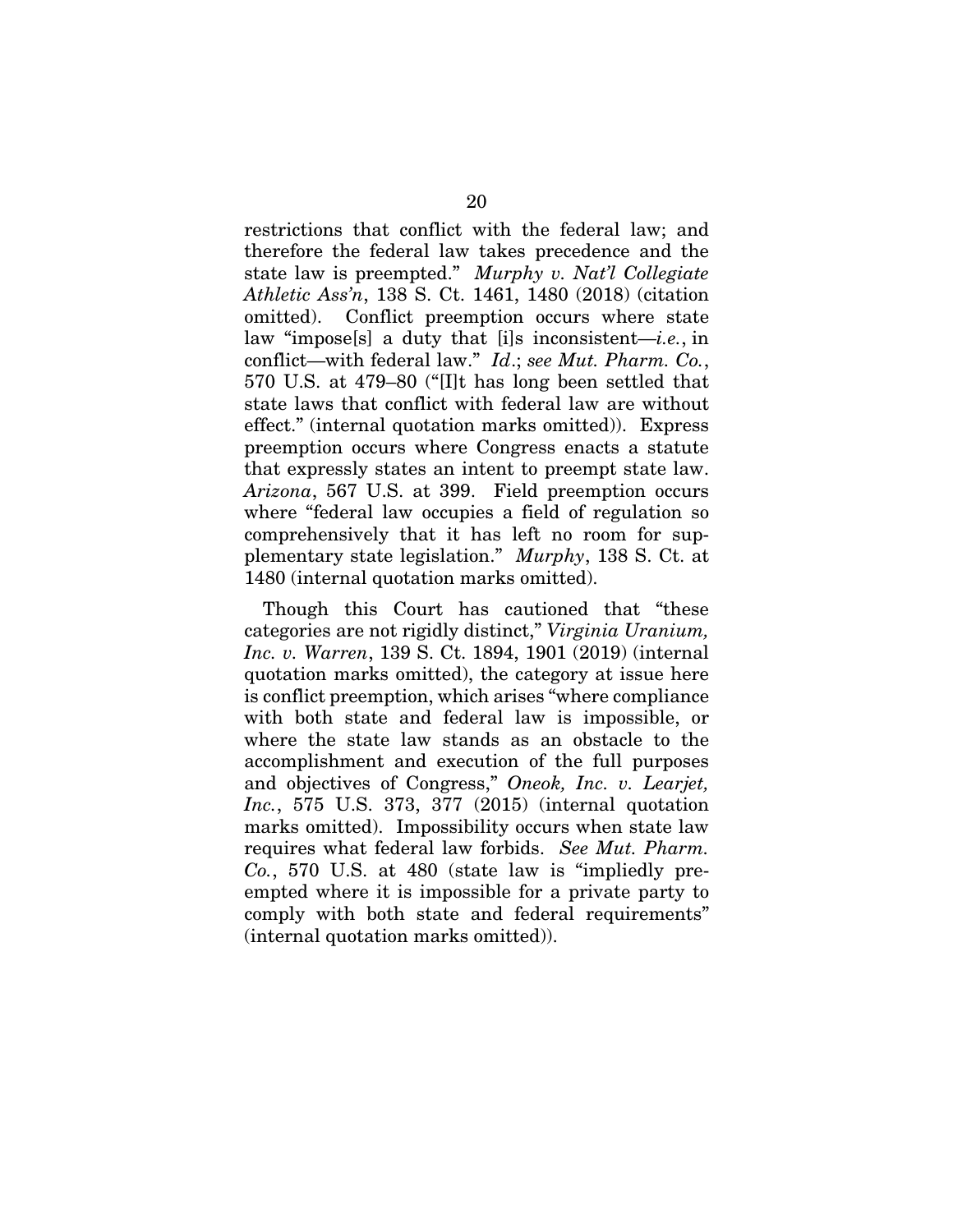restrictions that conflict with the federal law; and therefore the federal law takes precedence and the state law is preempted." *Murphy v. Nat'l Collegiate Athletic Ass'n*, 138 S. Ct. 1461, 1480 (2018) (citation omitted). Conflict preemption occurs where state law "impose[s] a duty that [i]s inconsistent—*i.e.*, in conflict—with federal law." *Id*.; *see Mut. Pharm. Co.*, 570 U.S. at 479–80 ("[I]t has long been settled that state laws that conflict with federal law are without effect." (internal quotation marks omitted)). Express preemption occurs where Congress enacts a statute that expressly states an intent to preempt state law. *Arizona*, 567 U.S. at 399. Field preemption occurs where "federal law occupies a field of regulation so comprehensively that it has left no room for supplementary state legislation." *Murphy*, 138 S. Ct. at 1480 (internal quotation marks omitted).

Though this Court has cautioned that "these categories are not rigidly distinct," *Virginia Uranium, Inc. v. Warren*, 139 S. Ct. 1894, 1901 (2019) (internal quotation marks omitted), the category at issue here is conflict preemption, which arises "where compliance with both state and federal law is impossible, or where the state law stands as an obstacle to the accomplishment and execution of the full purposes and objectives of Congress," *Oneok, Inc. v. Learjet, Inc.*, 575 U.S. 373, 377 (2015) (internal quotation marks omitted). Impossibility occurs when state law requires what federal law forbids. *See Mut. Pharm. Co.*, 570 U.S. at 480 (state law is "impliedly preempted where it is impossible for a private party to comply with both state and federal requirements" (internal quotation marks omitted)).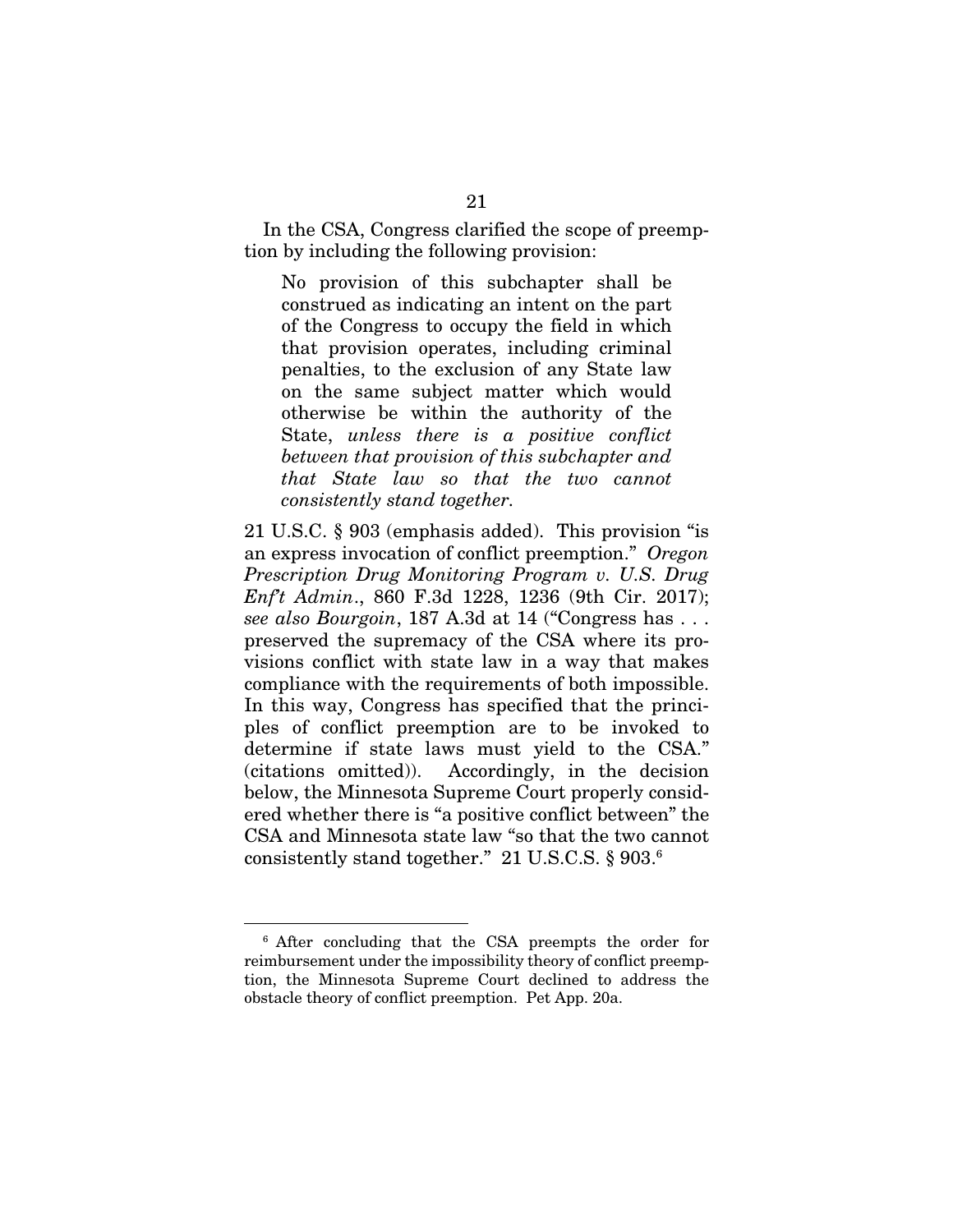In the CSA, Congress clarified the scope of preemption by including the following provision:

> No provision of this subchapter shall be construed as indicating an intent on the part of the Congress to occupy the field in which that provision operates, including criminal penalties, to the exclusion of any State law on the same subject matter which would otherwise be within the authority of the State, *unless there is a positive conflict between that provision of this subchapter and that State law so that the two cannot consistently stand together*.

21 U.S.C. § 903 (emphasis added). This provision "is an express invocation of conflict preemption." *Oregon Prescription Drug Monitoring Program v. U.S. Drug Enf't Admin.*, 860 F.3d 1228, 1236 (9th Cir. 2017); *see also Bourgoin*, 187 A.3d at 14 ("Congress has . . . preserved the supremacy of the CSA where its provisions conflict with state law in a way that makes compliance with the requirements of both impossible. In this way, Congress has specified that the principles of conflict preemption are to be invoked to determine if state laws must yield to the CSA." (citations omitted)). Accordingly, in the decision below, the Minnesota Supreme Court properly considered whether there is "a positive conflict between" the CSA and Minnesota state law "so that the two cannot consistently stand together." 21 U.S.C.S. § 903.[6]

---

[6] After concluding that the CSA preempts the order for reimbursement under the impossibility theory of conflict preemption, the Minnesota Supreme Court declined to address the obstacle theory of conflict preemption. Pet App. 20a.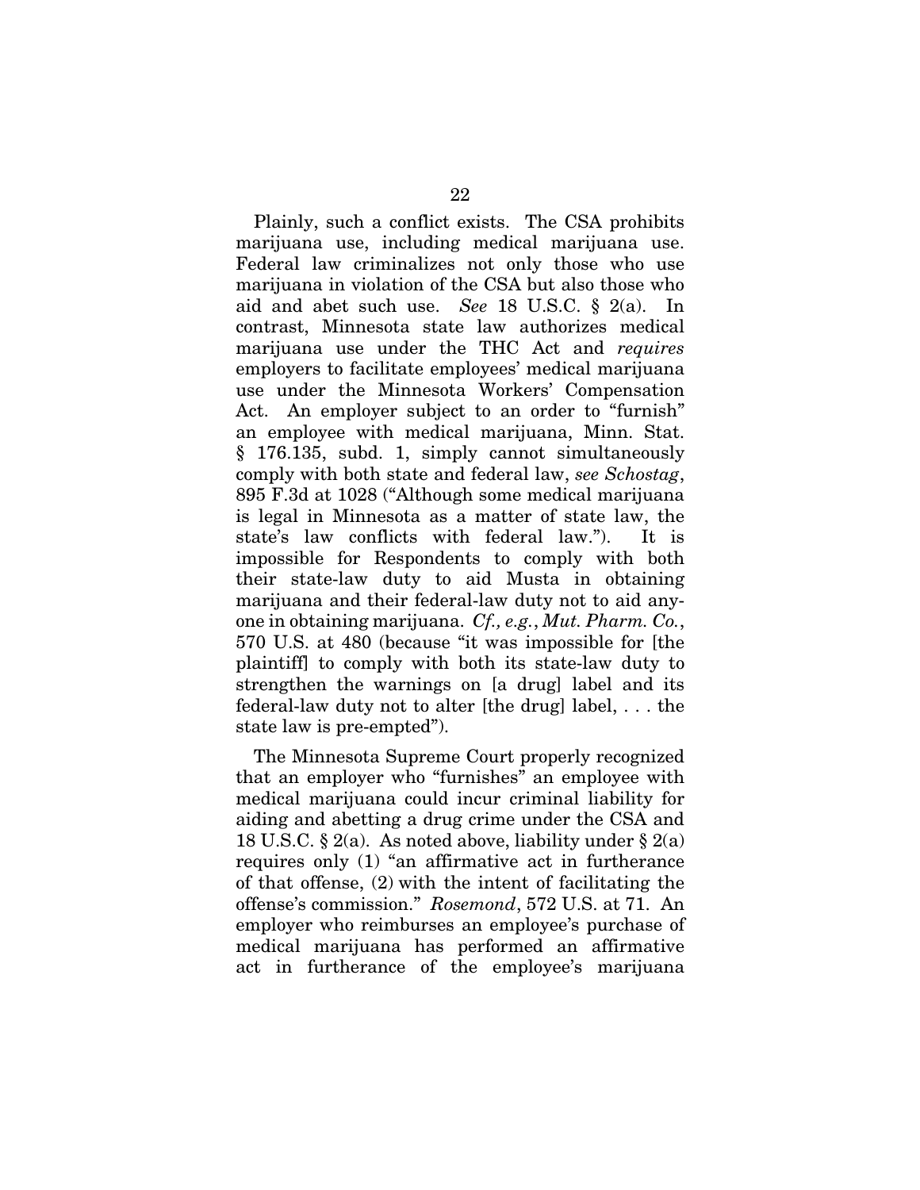Plainly, such a conflict exists. The CSA prohibits marijuana use, including medical marijuana use. Federal law criminalizes not only those who use marijuana in violation of the CSA but also those who aid and abet such use. *See* 18 U.S.C. § 2(a). In contrast, Minnesota state law authorizes medical marijuana use under the THC Act and *requires* employers to facilitate employees' medical marijuana use under the Minnesota Workers' Compensation Act. An employer subject to an order to "furnish" an employee with medical marijuana, Minn. Stat. § 176.135, subd. 1, simply cannot simultaneously comply with both state and federal law, *see Schostag*, 895 F.3d at 1028 ("Although some medical marijuana is legal in Minnesota as a matter of state law, the state's law conflicts with federal law."). It is impossible for Respondents to comply with both their state-law duty to aid Musta in obtaining marijuana and their federal-law duty not to aid anyone in obtaining marijuana. *Cf., e.g.*, *Mut. Pharm. Co.*, 570 U.S. at 480 (because "it was impossible for [the plaintiff] to comply with both its state-law duty to strengthen the warnings on [a drug] label and its federal-law duty not to alter [the drug] label, . . . the state law is pre-empted").

The Minnesota Supreme Court properly recognized that an employer who "furnishes" an employee with medical marijuana could incur criminal liability for aiding and abetting a drug crime under the CSA and 18 U.S.C. § 2(a). As noted above, liability under § 2(a) requires only (1) "an affirmative act in furtherance of that offense, (2) with the intent of facilitating the offense's commission." *Rosemond*, 572 U.S. at 71. An employer who reimburses an employee's purchase of medical marijuana has performed an affirmative act in furtherance of the employee's marijuana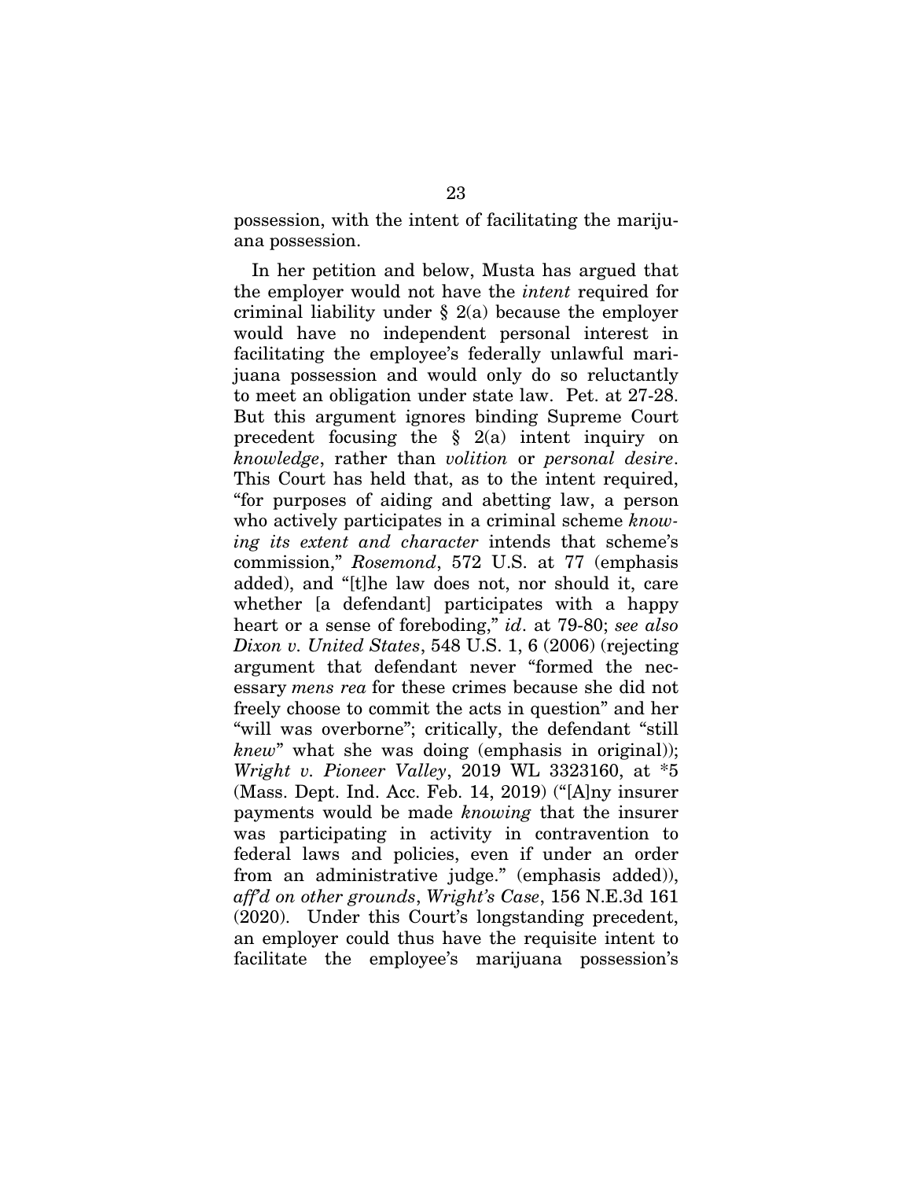possession, with the intent of facilitating the marijuana possession.

In her petition and below, Musta has argued that the employer would not have the *intent* required for criminal liability under § 2(a) because the employer would have no independent personal interest in facilitating the employee's federally unlawful marijuana possession and would only do so reluctantly to meet an obligation under state law. Pet. at 27-28. But this argument ignores binding Supreme Court precedent focusing the § 2(a) intent inquiry on *knowledge*, rather than *volition* or *personal desire*. This Court has held that, as to the intent required, "for purposes of aiding and abetting law, a person who actively participates in a criminal scheme *knowing its extent and character* intends that scheme's commission," *Rosemond*, 572 U.S. at 77 (emphasis added), and "[t]he law does not, nor should it, care whether [a defendant] participates with a happy heart or a sense of foreboding," *id*. at 79-80; *see also Dixon v. United States*, 548 U.S. 1, 6 (2006) (rejecting argument that defendant never "formed the necessary *mens rea* for these crimes because she did not freely choose to commit the acts in question" and her "will was overborne"; critically, the defendant "still *knew*" what she was doing (emphasis in original)); *Wright v. Pioneer Valley*, 2019 WL 3323160, at *5 (Mass. Dept. Ind. Acc. Feb. 14, 2019) ("[A]ny insurer payments would be made *knowing* that the insurer was participating in activity in contravention to federal laws and policies, even if under an order from an administrative judge." (emphasis added)), *aff'd on other grounds*, *Wright's Case*, 156 N.E.3d 161 (2020). Under this Court's longstanding precedent, an employer could thus have the requisite intent to facilitate the employee's marijuana possession's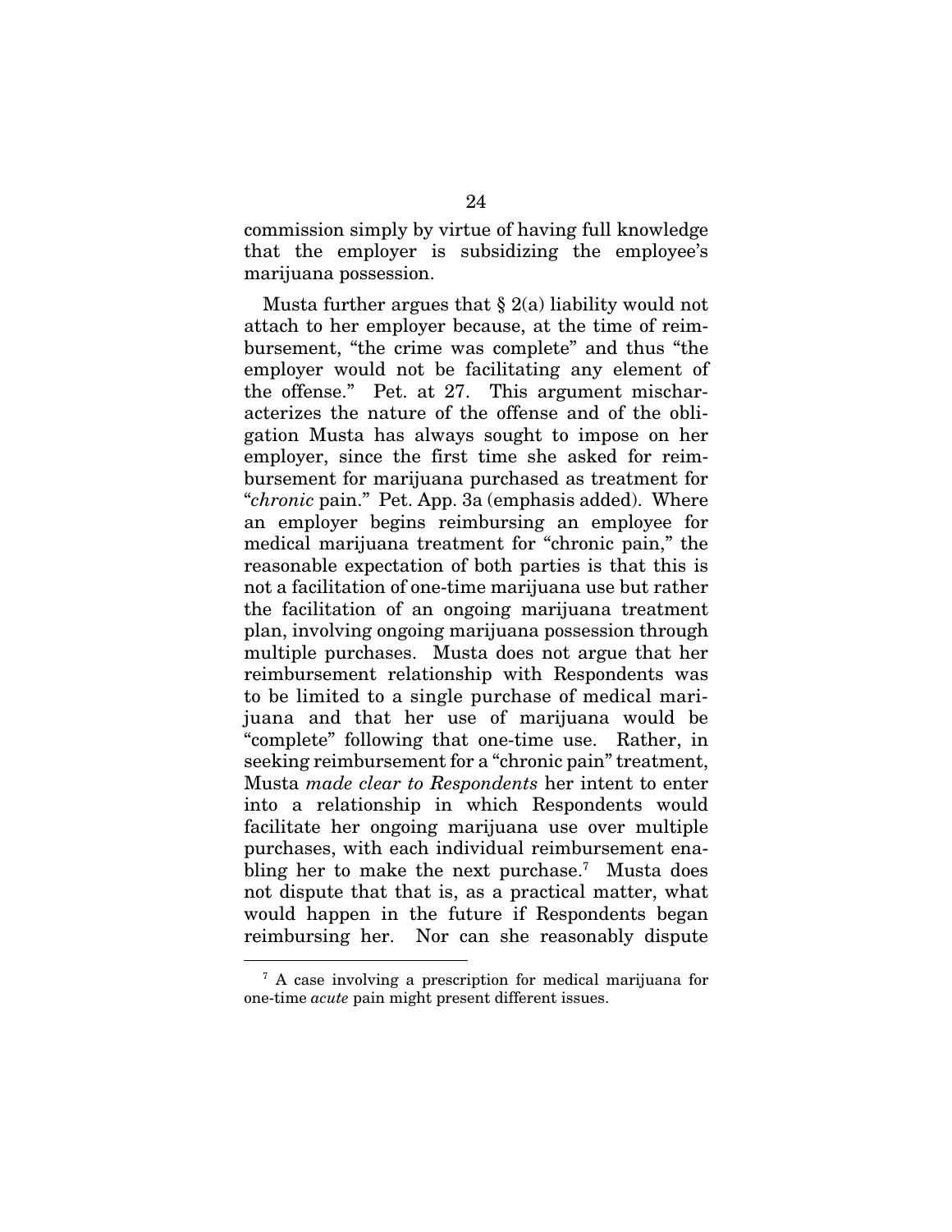commission simply by virtue of having full knowledge that the employer is subsidizing the employee's marijuana possession.

Musta further argues that § 2(a) liability would not attach to her employer because, at the time of reimbursement, "the crime was complete" and thus "the employer would not be facilitating any element of the offense." Pet. at 27. This argument mischaracterizes the nature of the offense and of the obligation Musta has always sought to impose on her employer, since the first time she asked for reimbursement for marijuana purchased as treatment for "*chronic* pain." Pet. App. 3a (emphasis added). Where an employer begins reimbursing an employee for medical marijuana treatment for "chronic pain," the reasonable expectation of both parties is that this is not a facilitation of one-time marijuana use but rather the facilitation of an ongoing marijuana treatment plan, involving ongoing marijuana possession through multiple purchases. Musta does not argue that her reimbursement relationship with Respondents was to be limited to a single purchase of medical marijuana and that her use of marijuana would be "complete" following that one-time use. Rather, in seeking reimbursement for a "chronic pain" treatment, Musta *made clear to Respondents* her intent to enter into a relationship in which Respondents would facilitate her ongoing marijuana use over multiple purchases, with each individual reimbursement enabling her to make the next purchase.[7] Musta does not dispute that that is, as a practical matter, what would happen in the future if Respondents began reimbursing her. Nor can she reasonably dispute

[7] A case involving a prescription for medical marijuana for one-time *acute* pain might present different issues.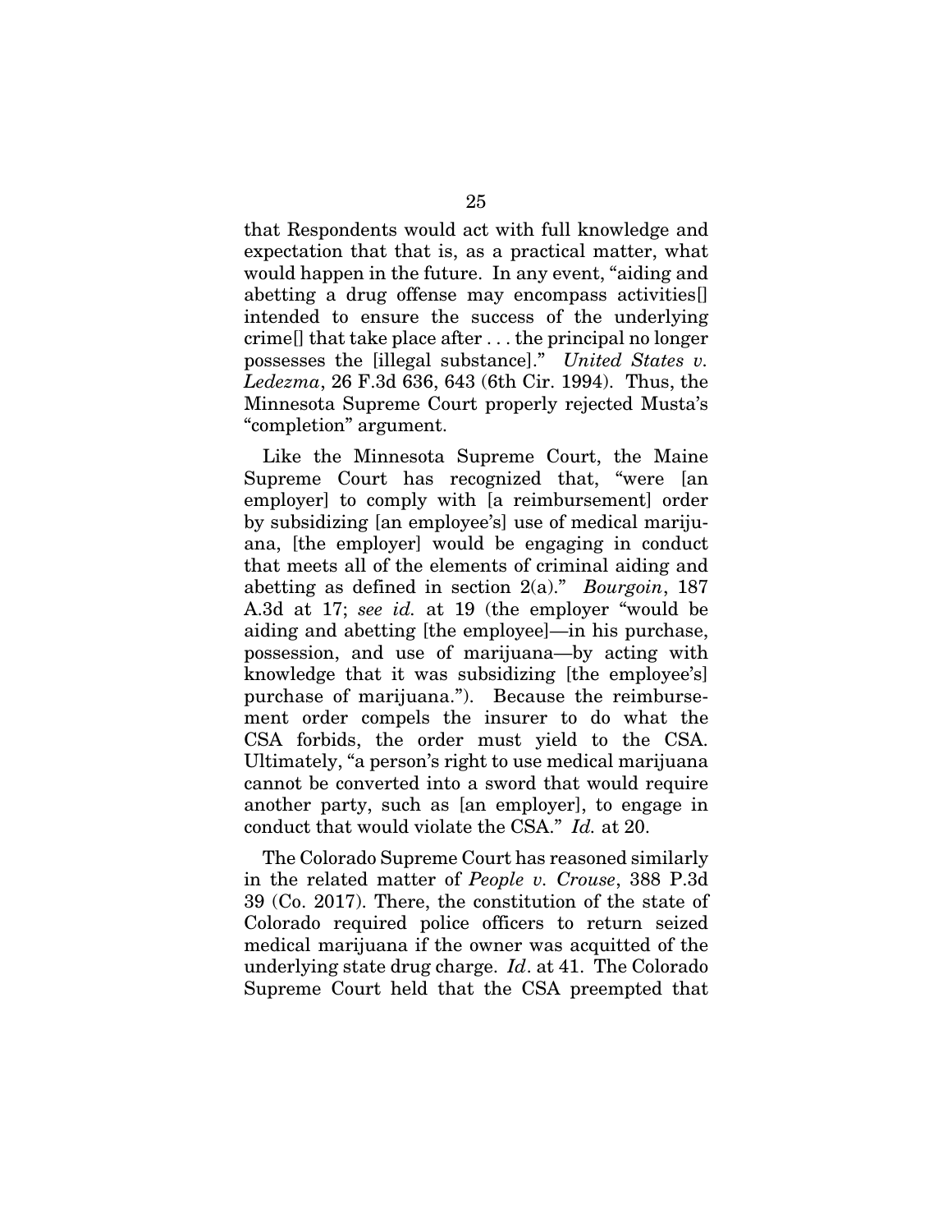that Respondents would act with full knowledge and expectation that that is, as a practical matter, what would happen in the future. In any event, "aiding and abetting a drug offense may encompass activities[] intended to ensure the success of the underlying crime[] that take place after . . . the principal no longer possesses the [illegal substance]." *United States v. Ledezma*, 26 F.3d 636, 643 (6th Cir. 1994). Thus, the Minnesota Supreme Court properly rejected Musta's "completion" argument.

Like the Minnesota Supreme Court, the Maine Supreme Court has recognized that, "were [an employer] to comply with [a reimbursement] order by subsidizing [an employee's] use of medical marijuana, [the employer] would be engaging in conduct that meets all of the elements of criminal aiding and abetting as defined in section 2(a)." *Bourgoin*, 187 A.3d at 17; *see id.* at 19 (the employer "would be aiding and abetting [the employee]—in his purchase, possession, and use of marijuana—by acting with knowledge that it was subsidizing [the employee's] purchase of marijuana."). Because the reimbursement order compels the insurer to do what the CSA forbids, the order must yield to the CSA. Ultimately, "a person's right to use medical marijuana cannot be converted into a sword that would require another party, such as [an employer], to engage in conduct that would violate the CSA." *Id.* at 20.

The Colorado Supreme Court has reasoned similarly in the related matter of *People v. Crouse*, 388 P.3d 39 (Co. 2017). There, the constitution of the state of Colorado required police officers to return seized medical marijuana if the owner was acquitted of the underlying state drug charge. *Id*. at 41. The Colorado Supreme Court held that the CSA preempted that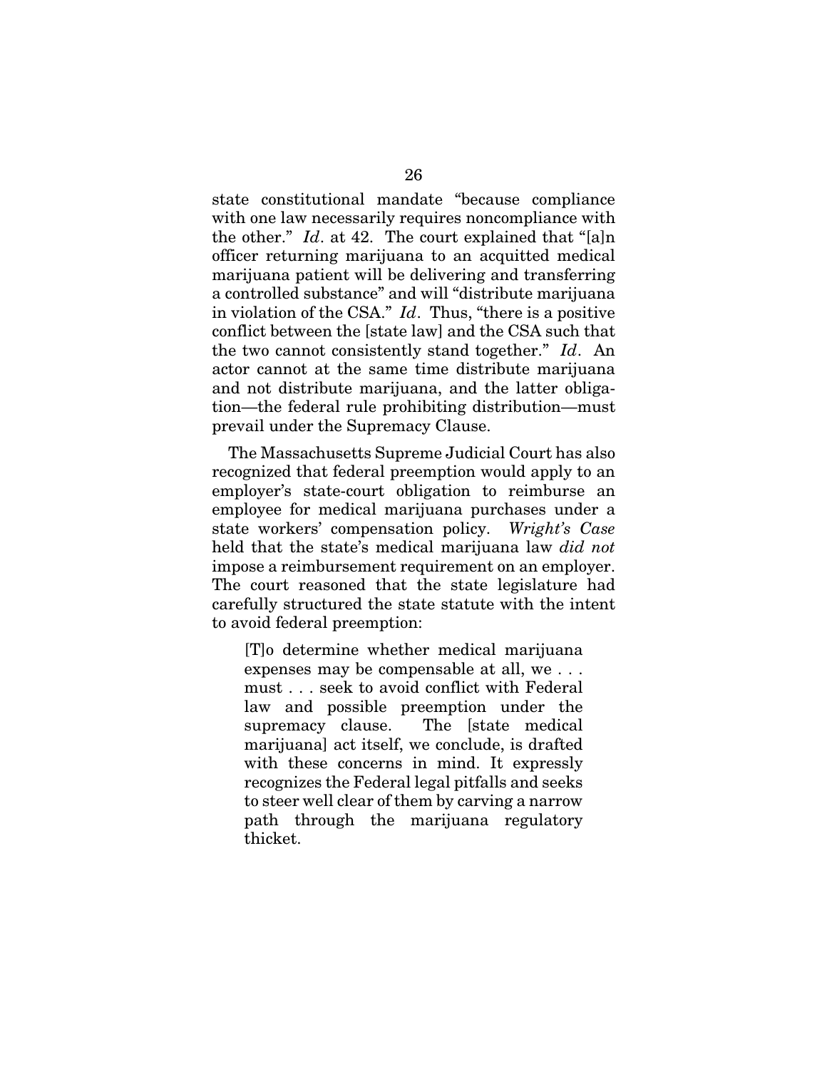state constitutional mandate "because compliance with one law necessarily requires noncompliance with the other." *Id*. at 42. The court explained that "[a]n officer returning marijuana to an acquitted medical marijuana patient will be delivering and transferring a controlled substance" and will "distribute marijuana in violation of the CSA." *Id*. Thus, "there is a positive conflict between the [state law] and the CSA such that the two cannot consistently stand together." *Id*. An actor cannot at the same time distribute marijuana and not distribute marijuana, and the latter obligation—the federal rule prohibiting distribution—must prevail under the Supremacy Clause.

The Massachusetts Supreme Judicial Court has also recognized that federal preemption would apply to an employer's state-court obligation to reimburse an employee for medical marijuana purchases under a state workers' compensation policy. *Wright's Case* held that the state's medical marijuana law *did not* impose a reimbursement requirement on an employer. The court reasoned that the state legislature had carefully structured the state statute with the intent to avoid federal preemption:

> [T]o determine whether medical marijuana expenses may be compensable at all, we . . . must . . . seek to avoid conflict with Federal law and possible preemption under the supremacy clause. The [state medical marijuana] act itself, we conclude, is drafted with these concerns in mind. It expressly recognizes the Federal legal pitfalls and seeks to steer well clear of them by carving a narrow path through the marijuana regulatory thicket.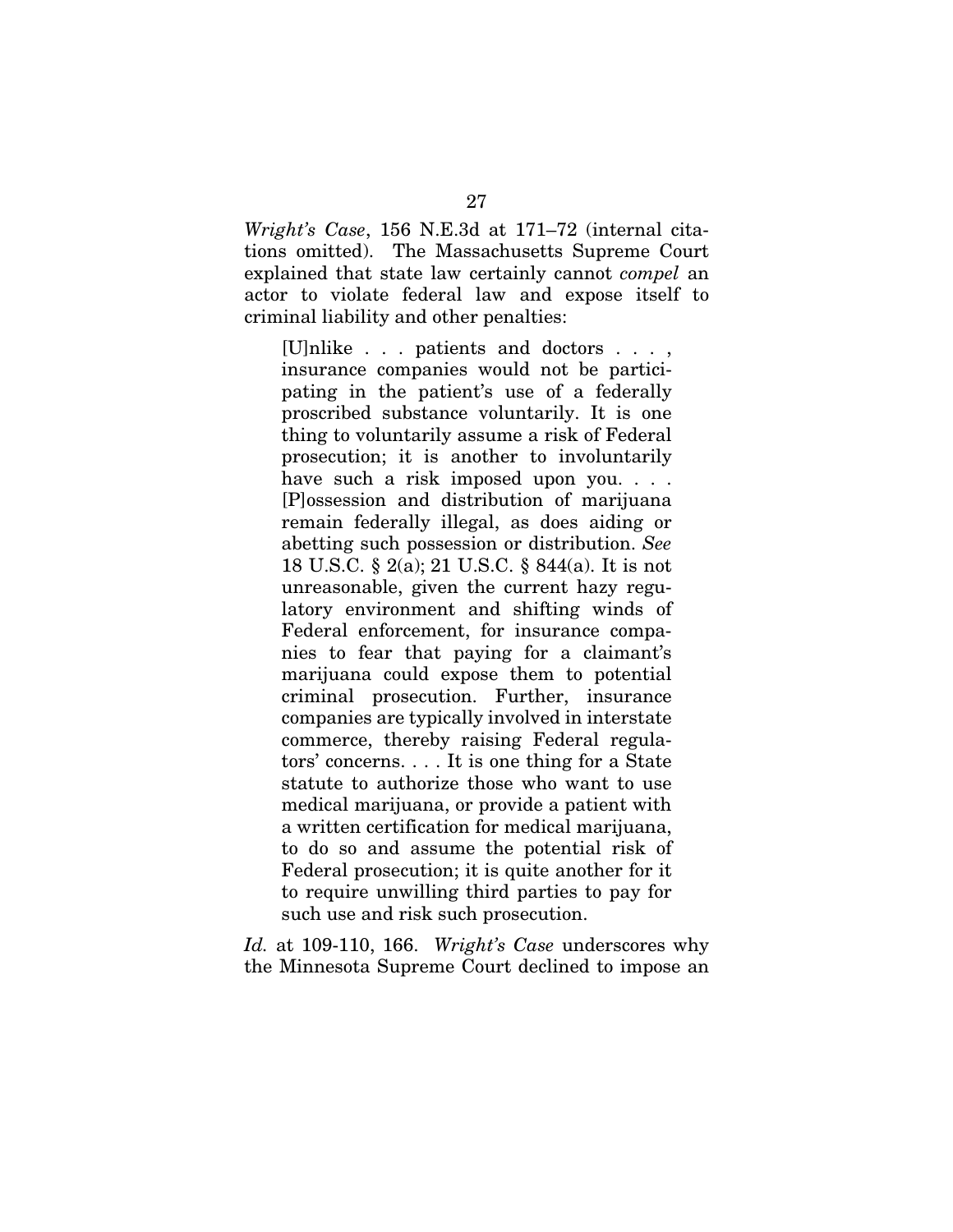*Wright's Case*, 156 N.E.3d at 171–72 (internal citations omitted). The Massachusetts Supreme Court explained that state law certainly cannot *compel* an actor to violate federal law and expose itself to criminal liability and other penalties:

> [U]nlike . . . patients and doctors . . . , insurance companies would not be participating in the patient's use of a federally proscribed substance voluntarily. It is one thing to voluntarily assume a risk of Federal prosecution; it is another to involuntarily have such a risk imposed upon you. . . . [P]ossession and distribution of marijuana remain federally illegal, as does aiding or abetting such possession or distribution. *See* 18 U.S.C. § 2(a); 21 U.S.C. § 844(a). It is not unreasonable, given the current hazy regulatory environment and shifting winds of Federal enforcement, for insurance companies to fear that paying for a claimant's marijuana could expose them to potential criminal prosecution. Further, insurance companies are typically involved in interstate commerce, thereby raising Federal regulators' concerns. . . . It is one thing for a State statute to authorize those who want to use medical marijuana, or provide a patient with a written certification for medical marijuana, to do so and assume the potential risk of Federal prosecution; it is quite another for it to require unwilling third parties to pay for such use and risk such prosecution.

*Id.* at 109-110, 166. *Wright's Case* underscores why the Minnesota Supreme Court declined to impose an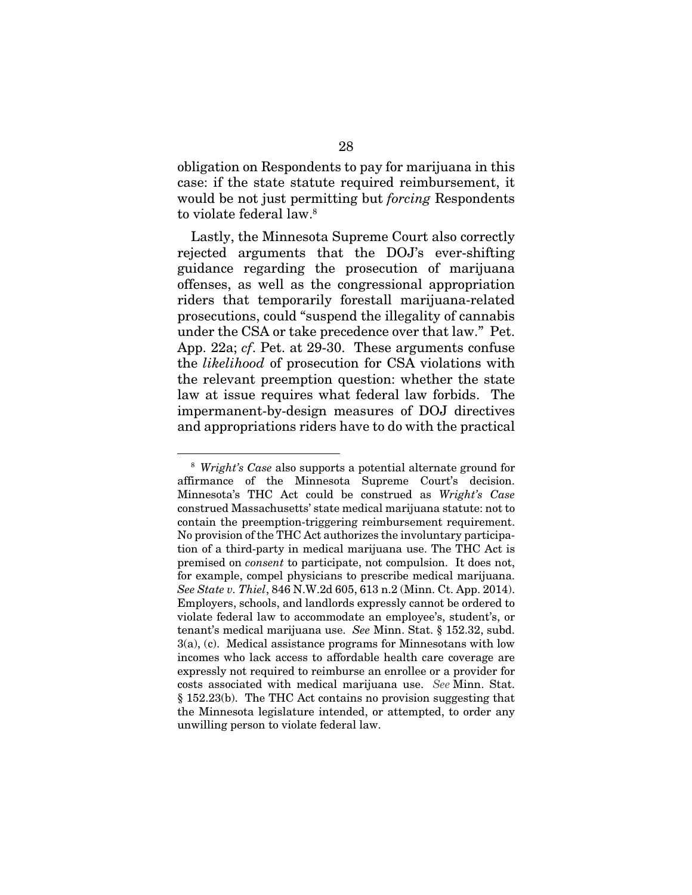obligation on Respondents to pay for marijuana in this case: if the state statute required reimbursement, it would be not just permitting but *forcing* Respondents to violate federal law.[8]

Lastly, the Minnesota Supreme Court also correctly rejected arguments that the DOJ's ever-shifting guidance regarding the prosecution of marijuana offenses, as well as the congressional appropriation riders that temporarily forestall marijuana-related prosecutions, could "suspend the illegality of cannabis under the CSA or take precedence over that law." Pet. App. 22a; *cf*. Pet. at 29-30. These arguments confuse the *likelihood* of prosecution for CSA violations with the relevant preemption question: whether the state law at issue requires what federal law forbids. The impermanent-by-design measures of DOJ directives and appropriations riders have to do with the practical

---

[8] *Wright's Case* also supports a potential alternate ground for affirmance of the Minnesota Supreme Court's decision. Minnesota's THC Act could be construed as *Wright's Case* construed Massachusetts' state medical marijuana statute: not to contain the preemption-triggering reimbursement requirement. No provision of the THC Act authorizes the involuntary participation of a third-party in medical marijuana use. The THC Act is premised on *consent* to participate, not compulsion. It does not, for example, compel physicians to prescribe medical marijuana. *See State v. Thiel*, 846 N.W.2d 605, 613 n.2 (Minn. Ct. App. 2014). Employers, schools, and landlords expressly cannot be ordered to violate federal law to accommodate an employee's, student's, or tenant's medical marijuana use. *See* Minn. Stat. § 152.32, subd. 3(a), (c). Medical assistance programs for Minnesotans with low incomes who lack access to affordable health care coverage are expressly not required to reimburse an enrollee or a provider for costs associated with medical marijuana use. *See* Minn. Stat. § 152.23(b). The THC Act contains no provision suggesting that the Minnesota legislature intended, or attempted, to order any unwilling person to violate federal law.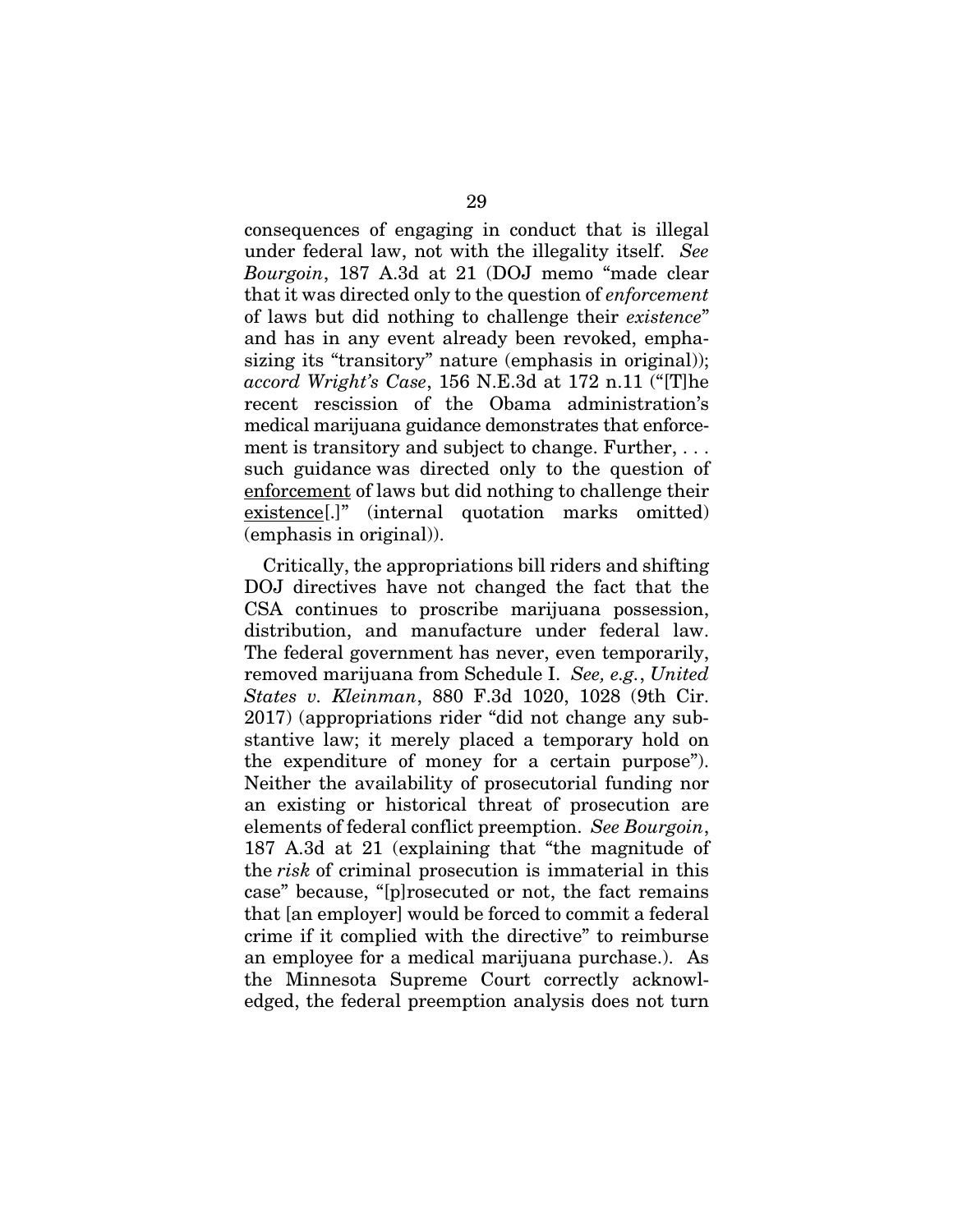consequences of engaging in conduct that is illegal under federal law, not with the illegality itself. *See Bourgoin*, 187 A.3d at 21 (DOJ memo "made clear that it was directed only to the question of *enforcement* of laws but did nothing to challenge their *existence*" and has in any event already been revoked, emphasizing its "transitory" nature (emphasis in original)); *accord Wright's Case*, 156 N.E.3d at 172 n.11 ("[T]he recent rescission of the Obama administration's medical marijuana guidance demonstrates that enforcement is transitory and subject to change. Further, . . . such guidance was directed only to the question of <u>enforcement</u> of laws but did nothing to challenge their <u>existence</u>[.]" (internal quotation marks omitted) (emphasis in original)).

Critically, the appropriations bill riders and shifting DOJ directives have not changed the fact that the CSA continues to proscribe marijuana possession, distribution, and manufacture under federal law. The federal government has never, even temporarily, removed marijuana from Schedule I. *See, e.g.*, *United States v. Kleinman*, 880 F.3d 1020, 1028 (9th Cir. 2017) (appropriations rider "did not change any substantive law; it merely placed a temporary hold on the expenditure of money for a certain purpose"). Neither the availability of prosecutorial funding nor an existing or historical threat of prosecution are elements of federal conflict preemption. *See Bourgoin*, 187 A.3d at 21 (explaining that "the magnitude of the *risk* of criminal prosecution is immaterial in this case" because, "[p]rosecuted or not, the fact remains that [an employer] would be forced to commit a federal crime if it complied with the directive" to reimburse an employee for a medical marijuana purchase.). As the Minnesota Supreme Court correctly acknowledged, the federal preemption analysis does not turn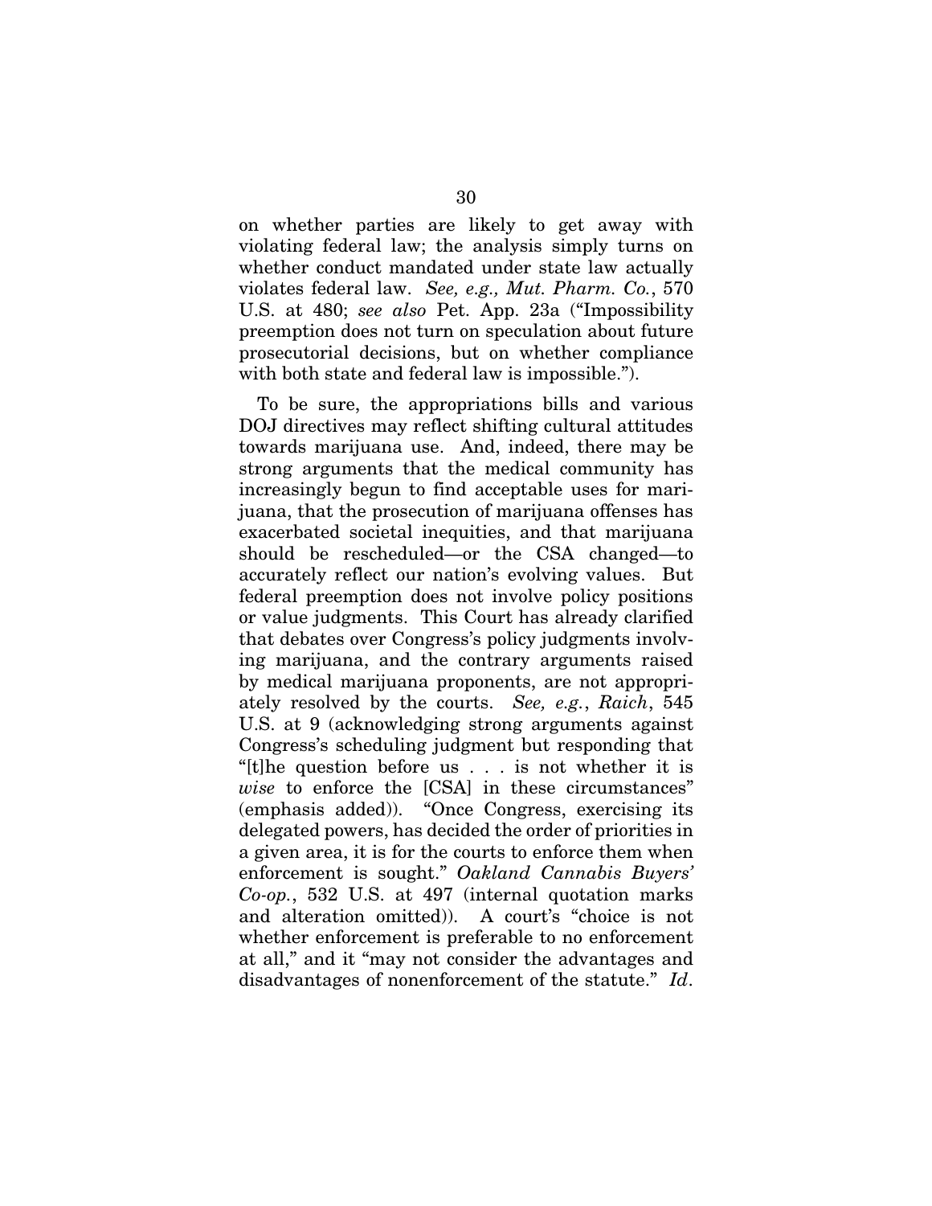on whether parties are likely to get away with violating federal law; the analysis simply turns on whether conduct mandated under state law actually violates federal law. *See, e.g., Mut. Pharm. Co.*, 570 U.S. at 480; *see also* Pet. App. 23a ("Impossibility preemption does not turn on speculation about future prosecutorial decisions, but on whether compliance with both state and federal law is impossible.").

To be sure, the appropriations bills and various DOJ directives may reflect shifting cultural attitudes towards marijuana use. And, indeed, there may be strong arguments that the medical community has increasingly begun to find acceptable uses for marijuana, that the prosecution of marijuana offenses has exacerbated societal inequities, and that marijuana should be rescheduled—or the CSA changed—to accurately reflect our nation's evolving values. But federal preemption does not involve policy positions or value judgments. This Court has already clarified that debates over Congress's policy judgments involving marijuana, and the contrary arguments raised by medical marijuana proponents, are not appropriately resolved by the courts. *See, e.g.*, *Raich*, 545 U.S. at 9 (acknowledging strong arguments against Congress's scheduling judgment but responding that "[t]he question before us . . . is not whether it is *wise* to enforce the [CSA] in these circumstances" (emphasis added)). "Once Congress, exercising its delegated powers, has decided the order of priorities in a given area, it is for the courts to enforce them when enforcement is sought." *Oakland Cannabis Buyers' Co-op.*, 532 U.S. at 497 (internal quotation marks and alteration omitted)). A court's "choice is not whether enforcement is preferable to no enforcement at all," and it "may not consider the advantages and disadvantages of nonenforcement of the statute." *Id*.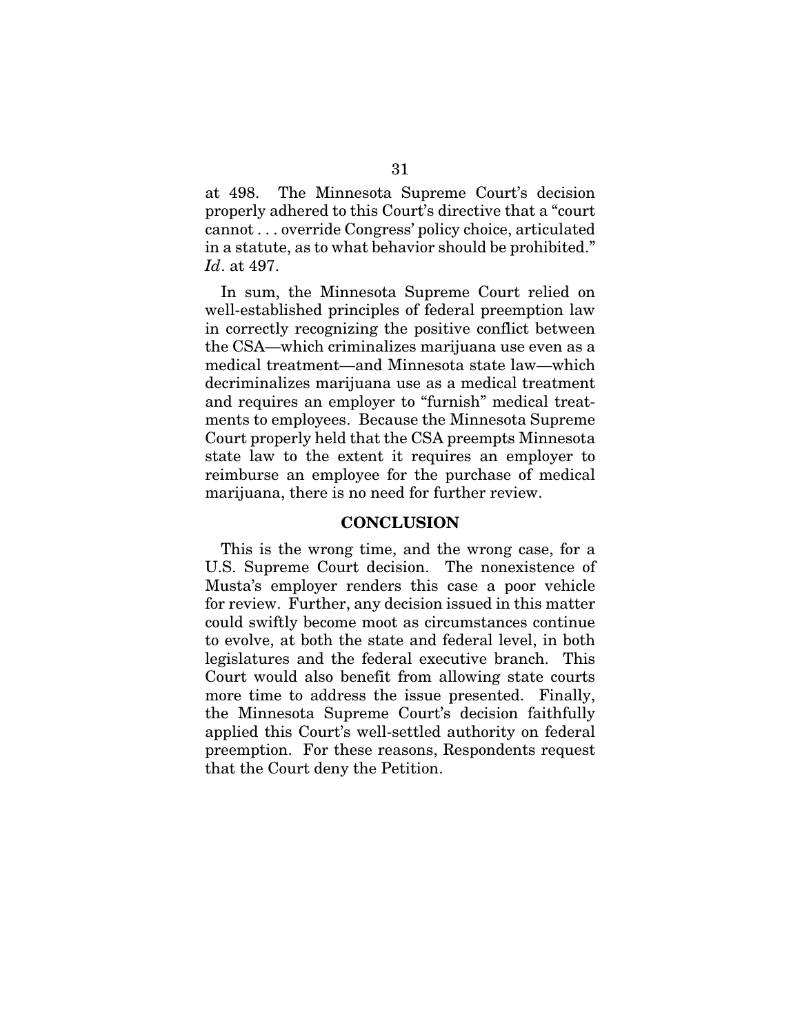at 498. The Minnesota Supreme Court's decision properly adhered to this Court's directive that a "court cannot . . . override Congress' policy choice, articulated in a statute, as to what behavior should be prohibited." *Id*. at 497.

In sum, the Minnesota Supreme Court relied on well-established principles of federal preemption law in correctly recognizing the positive conflict between the CSA—which criminalizes marijuana use even as a medical treatment—and Minnesota state law—which decriminalizes marijuana use as a medical treatment and requires an employer to "furnish" medical treatments to employees. Because the Minnesota Supreme Court properly held that the CSA preempts Minnesota state law to the extent it requires an employer to reimburse an employee for the purchase of medical marijuana, there is no need for further review.

## CONCLUSION

This is the wrong time, and the wrong case, for a U.S. Supreme Court decision. The nonexistence of Musta's employer renders this case a poor vehicle for review. Further, any decision issued in this matter could swiftly become moot as circumstances continue to evolve, at both the state and federal level, in both legislatures and the federal executive branch. This Court would also benefit from allowing state courts more time to address the issue presented. Finally, the Minnesota Supreme Court's decision faithfully applied this Court's well-settled authority on federal preemption. For these reasons, Respondents request that the Court deny the Petition.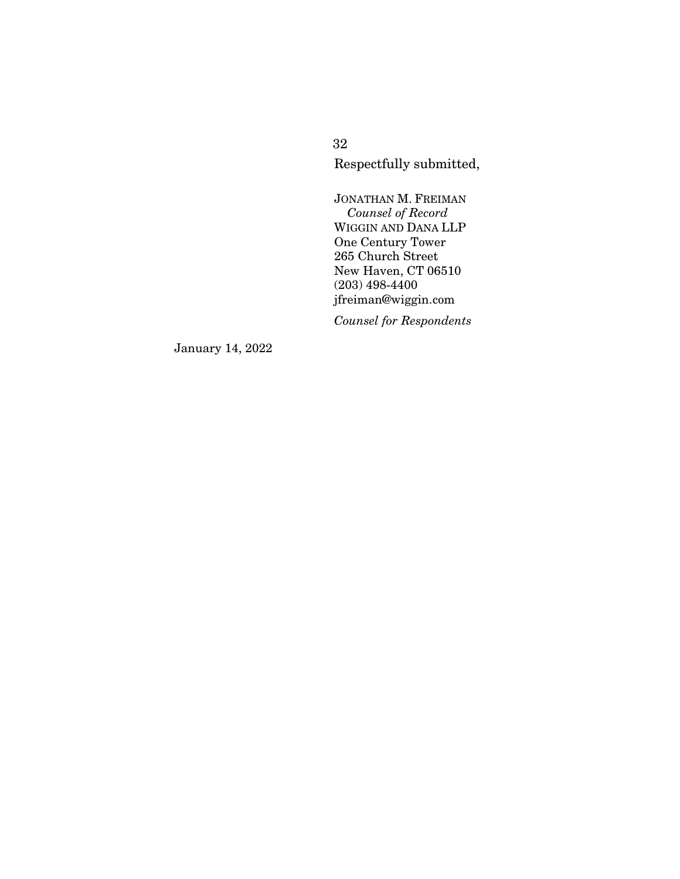Respectfully submitted,

JONATHAN M. FREIMAN  
*Counsel of Record*  
WIGGIN AND DANA LLP  
One Century Tower  
265 Church Street  
New Haven, CT 06510  
(203) 498-4400  
jfreiman@wiggin.com

*Counsel for Respondents*

January 14, 2022